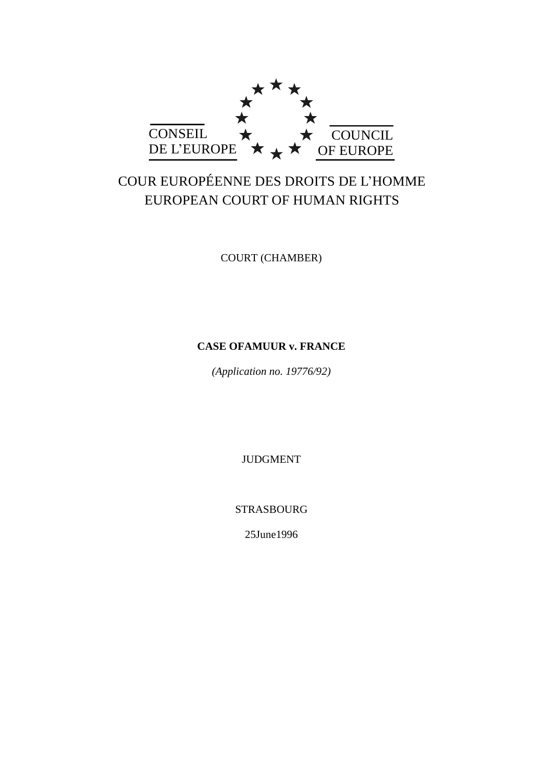CONSEIL DE L'EUROPE

COUNCIL OF EUROPE

COUR EUROPÉENNE DES DROITS DE L'HOMME

EUROPEAN COURT OF HUMAN RIGHTS

COURT (CHAMBER)

**CASE OFAMUUR v. FRANCE**

*(Application no. 19776/92)*

JUDGMENT

STRASBOURG

25June1996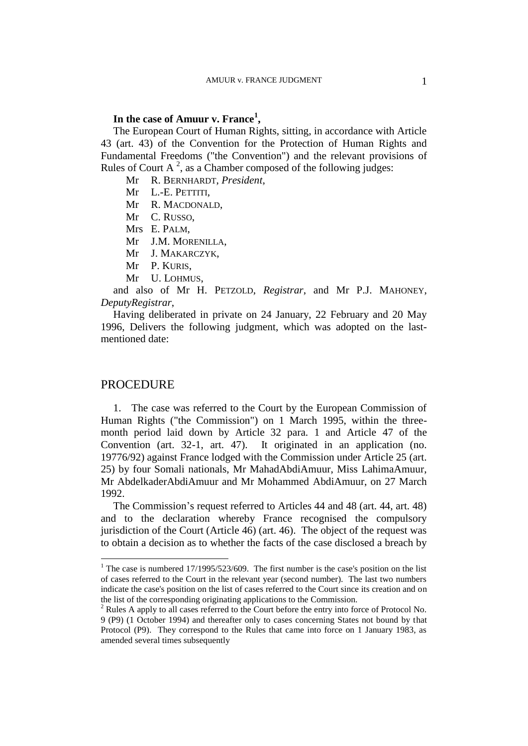**In the case of Amuur v. France[1],**

The European Court of Human Rights, sitting, in accordance with Article 43 (art. 43) of the Convention for the Protection of Human Rights and Fundamental Freedoms ("the Convention") and the relevant provisions of Rules of Court A [2], as a Chamber composed of the following judges:

Mr R. BERNHARDT, *President*,
Mr L.-E. PETTITI,
Mr R. MACDONALD,
Mr C. RUSSO,
Mrs E. PALM,
Mr J.M. MORENILLA,
Mr J. MAKARCZYK,
Mr P. KURIS,
Mr U. LOHMUS,

and also of Mr H. PETZOLD, *Registrar*, and Mr P.J. MAHONEY, *DeputyRegistrar*,

Having deliberated in private on 24 January, 22 February and 20 May 1996, Delivers the following judgment, which was adopted on the last-mentioned date:

## PROCEDURE

1. The case was referred to the Court by the European Commission of Human Rights ("the Commission") on 1 March 1995, within the three-month period laid down by Article 32 para. 1 and Article 47 of the Convention (art. 32-1, art. 47). It originated in an application (no. 19776/92) against France lodged with the Commission under Article 25 (art. 25) by four Somali nationals, Mr MahadAbdiAmuur, Miss LahimaAmuur, Mr AbdelkaderAbdiAmuur and Mr Mohammed AbdiAmuur, on 27 March 1992.

The Commission's request referred to Articles 44 and 48 (art. 44, art. 48) and to the declaration whereby France recognised the compulsory jurisdiction of the Court (Article 46) (art. 46). The object of the request was to obtain a decision as to whether the facts of the case disclosed a breach by

---

[1] The case is numbered 17/1995/523/609. The first number is the case's position on the list of cases referred to the Court in the relevant year (second number). The last two numbers indicate the case's position on the list of cases referred to the Court since its creation and on the list of the corresponding originating applications to the Commission.

[2] Rules A apply to all cases referred to the Court before the entry into force of Protocol No. 9 (P9) (1 October 1994) and thereafter only to cases concerning States not bound by that Protocol (P9). They correspond to the Rules that came into force on 1 January 1983, as amended several times subsequently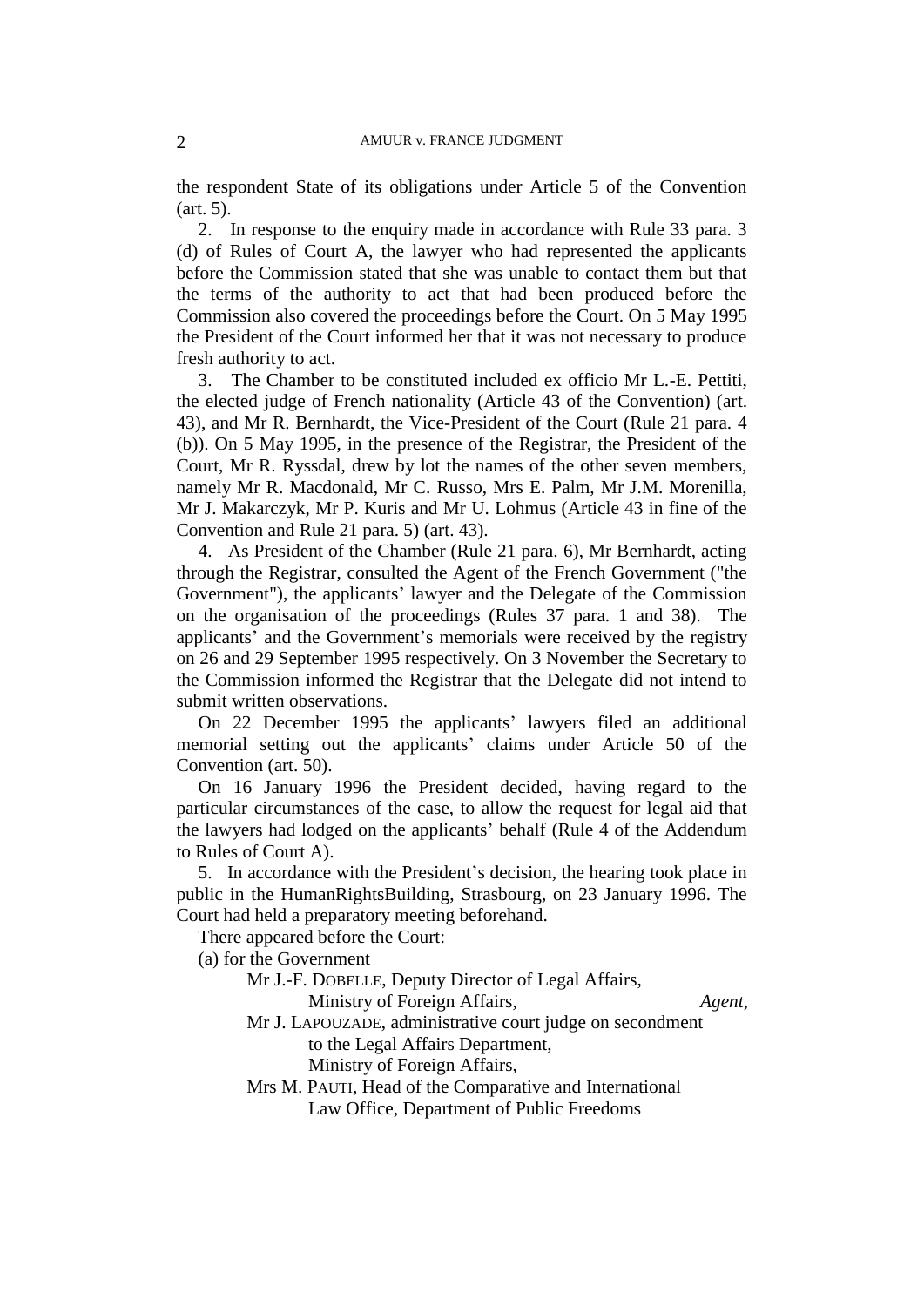the respondent State of its obligations under Article 5 of the Convention (art. 5).

2. In response to the enquiry made in accordance with Rule 33 para. 3 (d) of Rules of Court A, the lawyer who had represented the applicants before the Commission stated that she was unable to contact them but that the terms of the authority to act that had been produced before the Commission also covered the proceedings before the Court. On 5 May 1995 the President of the Court informed her that it was not necessary to produce fresh authority to act.

3. The Chamber to be constituted included ex officio Mr L.-E. Pettiti, the elected judge of French nationality (Article 43 of the Convention) (art. 43), and Mr R. Bernhardt, the Vice-President of the Court (Rule 21 para. 4 (b)). On 5 May 1995, in the presence of the Registrar, the President of the Court, Mr R. Ryssdal, drew by lot the names of the other seven members, namely Mr R. Macdonald, Mr C. Russo, Mrs E. Palm, Mr J.M. Morenilla, Mr J. Makarczyk, Mr P. Kuris and Mr U. Lohmus (Article 43 in fine of the Convention and Rule 21 para. 5) (art. 43).

4. As President of the Chamber (Rule 21 para. 6), Mr Bernhardt, acting through the Registrar, consulted the Agent of the French Government ("the Government"), the applicants' lawyer and the Delegate of the Commission on the organisation of the proceedings (Rules 37 para. 1 and 38). The applicants' and the Government's memorials were received by the registry on 26 and 29 September 1995 respectively. On 3 November the Secretary to the Commission informed the Registrar that the Delegate did not intend to submit written observations.

On 22 December 1995 the applicants' lawyers filed an additional memorial setting out the applicants' claims under Article 50 of the Convention (art. 50).

On 16 January 1996 the President decided, having regard to the particular circumstances of the case, to allow the request for legal aid that the lawyers had lodged on the applicants' behalf (Rule 4 of the Addendum to Rules of Court A).

5. In accordance with the President's decision, the hearing took place in public in the HumanRightsBuilding, Strasbourg, on 23 January 1996. The Court had held a preparatory meeting beforehand.

There appeared before the Court:

(a) for the Government

Mr J.-F. DOBELLE, Deputy Director of Legal Affairs,
Ministry of Foreign Affairs, *Agent*,

Mr J. LAPOUZADE, administrative court judge on secondment
to the Legal Affairs Department,
Ministry of Foreign Affairs,

Mrs M. PAUTI, Head of the Comparative and International
Law Office, Department of Public Freedoms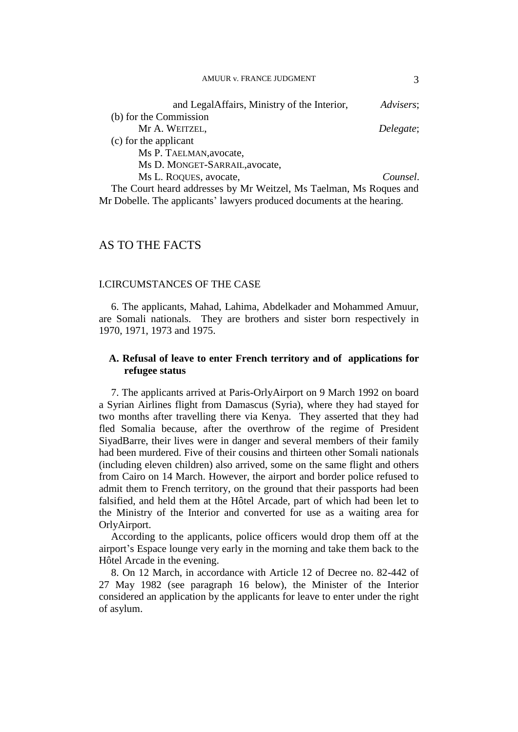and LegalAffairs, Ministry of the Interior, *Advisers*;

(b) for the Commission

Mr A. WEITZEL, *Delegate*;

(c) for the applicant

Ms P. TAELMAN,avocate,

Ms D. MONGET-SARRAIL,avocate,

Ms L. ROQUES, avocate, *Counsel*.

The Court heard addresses by Mr Weitzel, Ms Taelman, Ms Roques and Mr Dobelle. The applicants' lawyers produced documents at the hearing.

## AS TO THE FACTS

### I.CIRCUMSTANCES OF THE CASE

6. The applicants, Mahad, Lahima, Abdelkader and Mohammed Amuur, are Somali nationals. They are brothers and sister born respectively in 1970, 1971, 1973 and 1975.

#### A. Refusal of leave to enter French territory and of applications for refugee status

7. The applicants arrived at Paris-OrlyAirport on 9 March 1992 on board a Syrian Airlines flight from Damascus (Syria), where they had stayed for two months after travelling there via Kenya. They asserted that they had fled Somalia because, after the overthrow of the regime of President SiyadBarre, their lives were in danger and several members of their family had been murdered. Five of their cousins and thirteen other Somali nationals (including eleven children) also arrived, some on the same flight and others from Cairo on 14 March. However, the airport and border police refused to admit them to French territory, on the ground that their passports had been falsified, and held them at the Hôtel Arcade, part of which had been let to the Ministry of the Interior and converted for use as a waiting area for OrlyAirport.

According to the applicants, police officers would drop them off at the airport's Espace lounge very early in the morning and take them back to the Hôtel Arcade in the evening.

8. On 12 March, in accordance with Article 12 of Decree no. 82-442 of 27 May 1982 (see paragraph 16 below), the Minister of the Interior considered an application by the applicants for leave to enter under the right of asylum.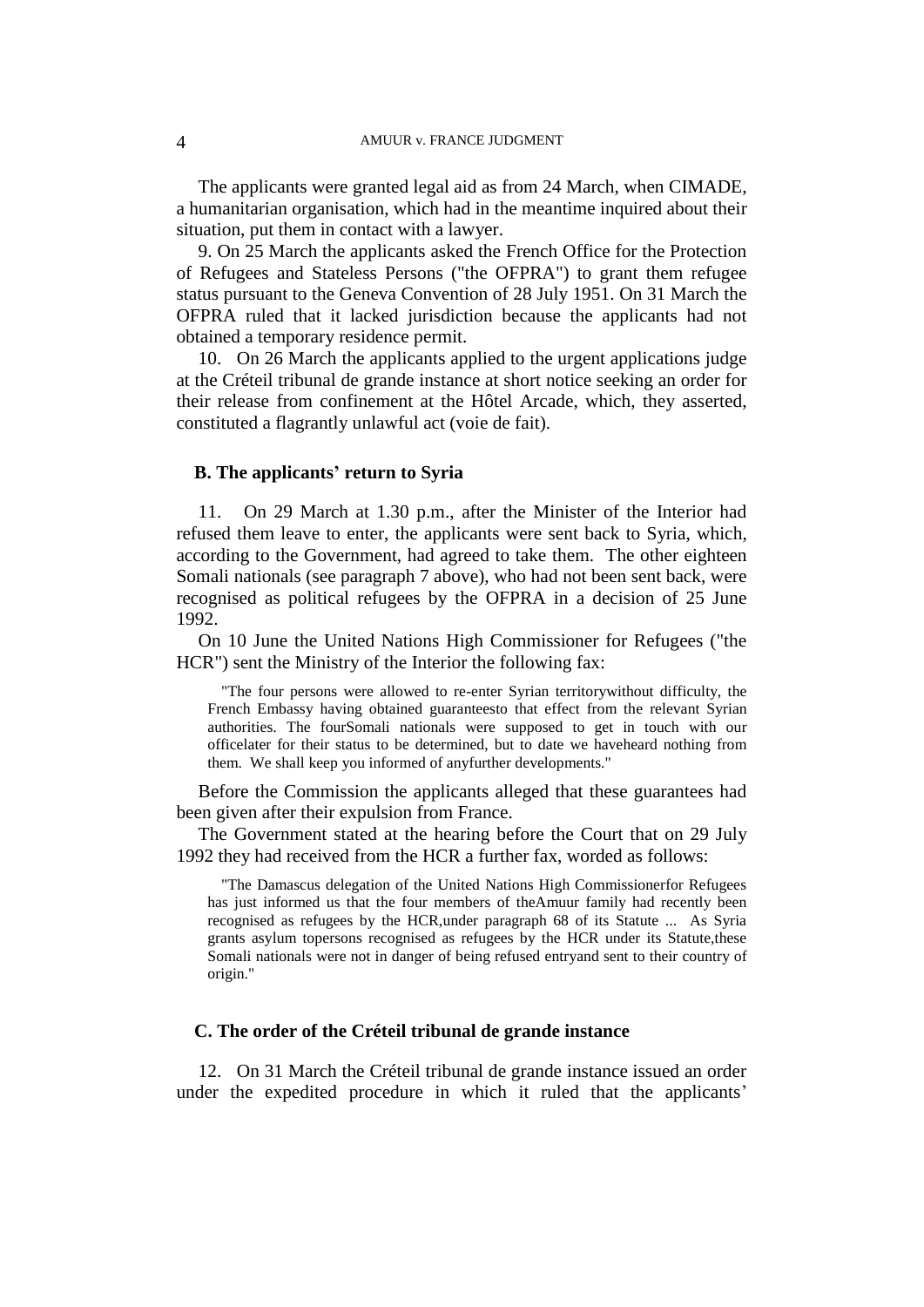The applicants were granted legal aid as from 24 March, when CIMADE, a humanitarian organisation, which had in the meantime inquired about their situation, put them in contact with a lawyer.

9. On 25 March the applicants asked the French Office for the Protection of Refugees and Stateless Persons ("the OFPRA") to grant them refugee status pursuant to the Geneva Convention of 28 July 1951. On 31 March the OFPRA ruled that it lacked jurisdiction because the applicants had not obtained a temporary residence permit.

10. On 26 March the applicants applied to the urgent applications judge at the Créteil tribunal de grande instance at short notice seeking an order for their release from confinement at the Hôtel Arcade, which, they asserted, constituted a flagrantly unlawful act (voie de fait).

### B. The applicants' return to Syria

11. On 29 March at 1.30 p.m., after the Minister of the Interior had refused them leave to enter, the applicants were sent back to Syria, which, according to the Government, had agreed to take them. The other eighteen Somali nationals (see paragraph 7 above), who had not been sent back, were recognised as political refugees by the OFPRA in a decision of 25 June 1992.

On 10 June the United Nations High Commissioner for Refugees ("the HCR") sent the Ministry of the Interior the following fax:

> "The four persons were allowed to re-enter Syrian territorywithout difficulty, the French Embassy having obtained guaranteesto that effect from the relevant Syrian authorities. The fourSomali nationals were supposed to get in touch with our officelater for their status to be determined, but to date we haveheard nothing from them. We shall keep you informed of anyfurther developments."

Before the Commission the applicants alleged that these guarantees had been given after their expulsion from France.

The Government stated at the hearing before the Court that on 29 July 1992 they had received from the HCR a further fax, worded as follows:

> "The Damascus delegation of the United Nations High Commissionerfor Refugees has just informed us that the four members of theAmuur family had recently been recognised as refugees by the HCR,under paragraph 68 of its Statute ... As Syria grants asylum topersons recognised as refugees by the HCR under its Statute,these Somali nationals were not in danger of being refused entryand sent to their country of origin."

### C. The order of the Créteil tribunal de grande instance

12. On 31 March the Créteil tribunal de grande instance issued an order under the expedited procedure in which it ruled that the applicants'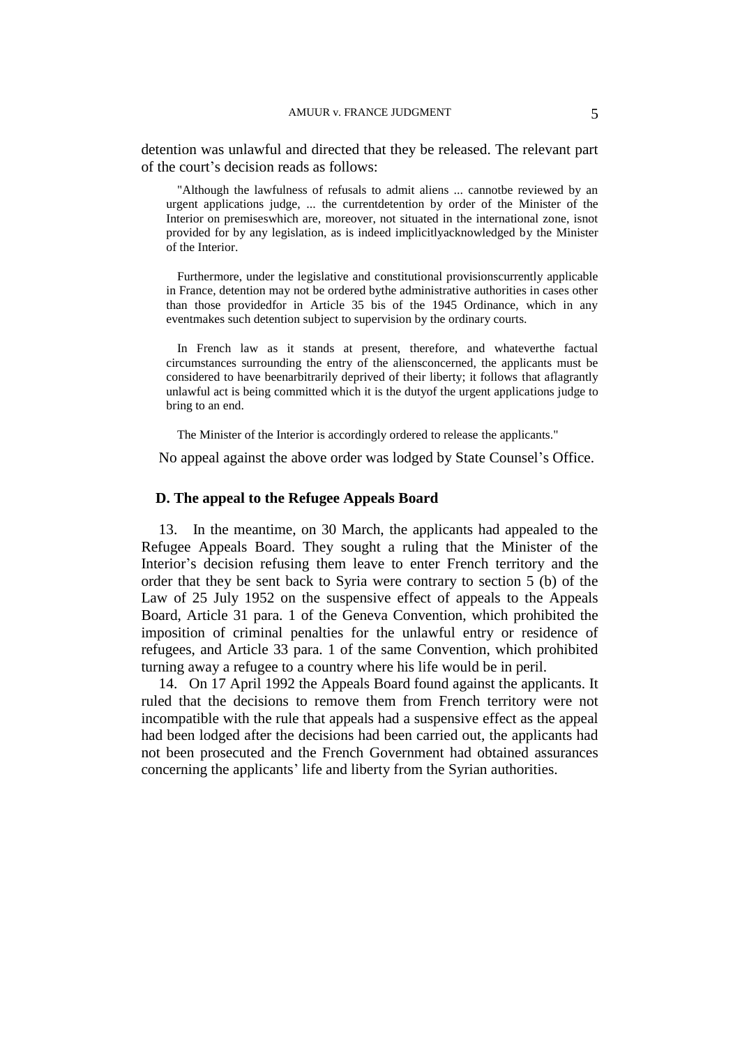detention was unlawful and directed that they be released. The relevant part of the court’s decision reads as follows:

> "Although the lawfulness of refusals to admit aliens ... cannotbe reviewed by an urgent applications judge, ... the currentdetention by order of the Minister of the Interior on premiseswhich are, moreover, not situated in the international zone, isnot provided for by any legislation, as is indeed implicitlyacknowledged by the Minister of the Interior.
>
> Furthermore, under the legislative and constitutional provisionscurrently applicable in France, detention may not be ordered bythe administrative authorities in cases other than those providedfor in Article 35 bis of the 1945 Ordinance, which in any eventmakes such detention subject to supervision by the ordinary courts.
>
> In French law as it stands at present, therefore, and whateverthe factual circumstances surrounding the entry of the aliensconcerned, the applicants must be considered to have beenarbitrarily deprived of their liberty; it follows that aflagrantly unlawful act is being committed which it is the dutyof the urgent applications judge to bring to an end.
>
> The Minister of the Interior is accordingly ordered to release the applicants."

No appeal against the above order was lodged by State Counsel’s Office.

## D. The appeal to the Refugee Appeals Board

13. In the meantime, on 30 March, the applicants had appealed to the Refugee Appeals Board. They sought a ruling that the Minister of the Interior’s decision refusing them leave to enter French territory and the order that they be sent back to Syria were contrary to section 5 (b) of the Law of 25 July 1952 on the suspensive effect of appeals to the Appeals Board, Article 31 para. 1 of the Geneva Convention, which prohibited the imposition of criminal penalties for the unlawful entry or residence of refugees, and Article 33 para. 1 of the same Convention, which prohibited turning away a refugee to a country where his life would be in peril.

14. On 17 April 1992 the Appeals Board found against the applicants. It ruled that the decisions to remove them from French territory were not incompatible with the rule that appeals had a suspensive effect as the appeal had been lodged after the decisions had been carried out, the applicants had not been prosecuted and the French Government had obtained assurances concerning the applicants’ life and liberty from the Syrian authorities.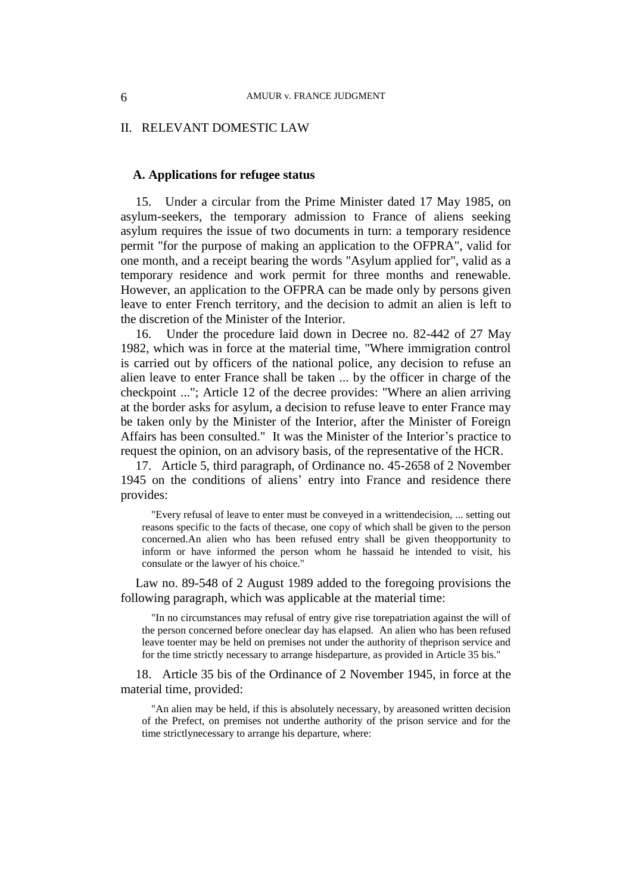## II. RELEVANT DOMESTIC LAW

### A. Applications for refugee status

15. Under a circular from the Prime Minister dated 17 May 1985, on asylum-seekers, the temporary admission to France of aliens seeking asylum requires the issue of two documents in turn: a temporary residence permit "for the purpose of making an application to the OFPRA", valid for one month, and a receipt bearing the words "Asylum applied for", valid as a temporary residence and work permit for three months and renewable. However, an application to the OFPRA can be made only by persons given leave to enter French territory, and the decision to admit an alien is left to the discretion of the Minister of the Interior.

16. Under the procedure laid down in Decree no. 82-442 of 27 May 1982, which was in force at the material time, "Where immigration control is carried out by officers of the national police, any decision to refuse an alien leave to enter France shall be taken ... by the officer in charge of the checkpoint ..."; Article 12 of the decree provides: "Where an alien arriving at the border asks for asylum, a decision to refuse leave to enter France may be taken only by the Minister of the Interior, after the Minister of Foreign Affairs has been consulted." It was the Minister of the Interior's practice to request the opinion, on an advisory basis, of the representative of the HCR.

17. Article 5, third paragraph, of Ordinance no. 45-2658 of 2 November 1945 on the conditions of aliens' entry into France and residence there provides:

> "Every refusal of leave to enter must be conveyed in a written decision, ... setting out reasons specific to the facts of the case, one copy of which shall be given to the person concerned. An alien who has been refused entry shall be given the opportunity to inform or have informed the person whom he has said he intended to visit, his consulate or the lawyer of his choice."

Law no. 89-548 of 2 August 1989 added to the foregoing provisions the following paragraph, which was applicable at the material time:

> "In no circumstances may refusal of entry give rise to repatriation against the will of the person concerned before one clear day has elapsed. An alien who has been refused leave to enter may be held on premises not under the authority of the prison service and for the time strictly necessary to arrange his departure, as provided in Article 35 bis."

18. Article 35 bis of the Ordinance of 2 November 1945, in force at the material time, provided:

> "An alien may be held, if this is absolutely necessary, by a reasoned written decision of the Prefect, on premises not under the authority of the prison service and for the time strictly necessary to arrange his departure, where: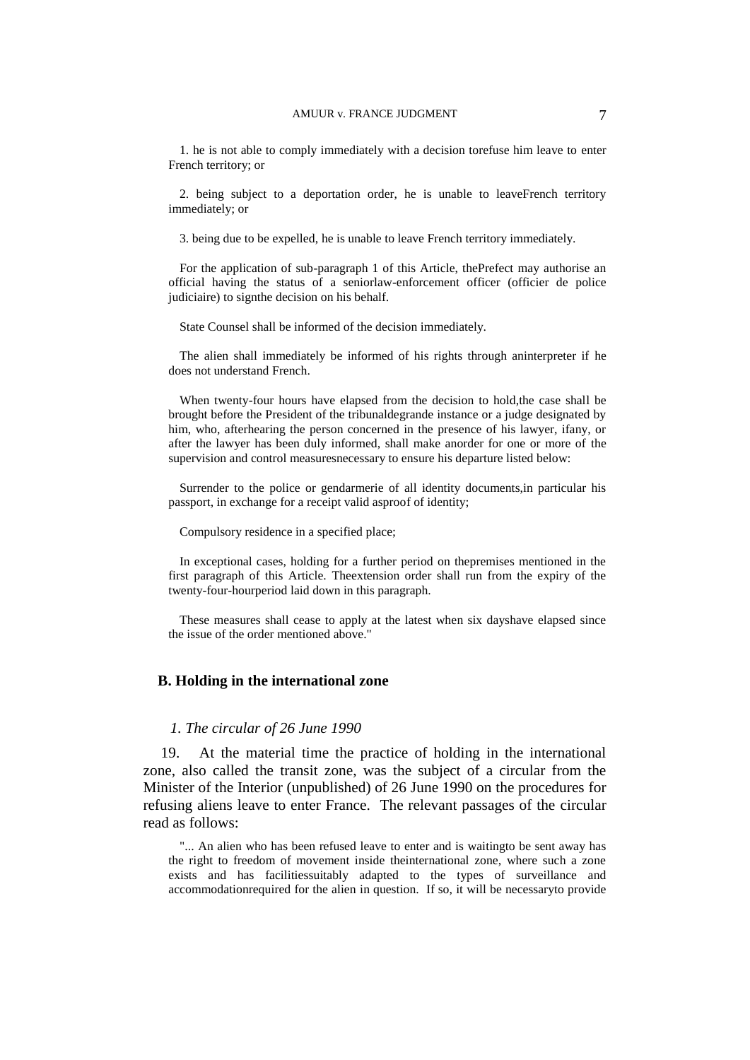1. he is not able to comply immediately with a decision torefuse him leave to enter French territory; or

2. being subject to a deportation order, he is unable to leaveFrench territory immediately; or

3. being due to be expelled, he is unable to leave French territory immediately.

For the application of sub-paragraph 1 of this Article, thePrefect may authorise an official having the status of a seniorlaw-enforcement officer (officier de police judiciaire) to signthe decision on his behalf.

State Counsel shall be informed of the decision immediately.

The alien shall immediately be informed of his rights through aninterpreter if he does not understand French.

When twenty-four hours have elapsed from the decision to hold,the case shall be brought before the President of the tribunaldegrande instance or a judge designated by him, who, afterhearing the person concerned in the presence of his lawyer, ifany, or after the lawyer has been duly informed, shall make anorder for one or more of the supervision and control measuresnecessary to ensure his departure listed below:

Surrender to the police or gendarmerie of all identity documents,in particular his passport, in exchange for a receipt valid asproof of identity;

Compulsory residence in a specified place;

In exceptional cases, holding for a further period on thepremises mentioned in the first paragraph of this Article. Theextension order shall run from the expiry of the twenty-four-hourperiod laid down in this paragraph.

These measures shall cease to apply at the latest when six dayshave elapsed since the issue of the order mentioned above."

## B. Holding in the international zone

### *1. The circular of 26 June 1990*

19. At the material time the practice of holding in the international zone, also called the transit zone, was the subject of a circular from the Minister of the Interior (unpublished) of 26 June 1990 on the procedures for refusing aliens leave to enter France. The relevant passages of the circular read as follows:

"... An alien who has been refused leave to enter and is waitingto be sent away has the right to freedom of movement inside theinternational zone, where such a zone exists and has facilitiessuitably adapted to the types of surveillance and accommodationrequired for the alien in question. If so, it will be necessaryto provide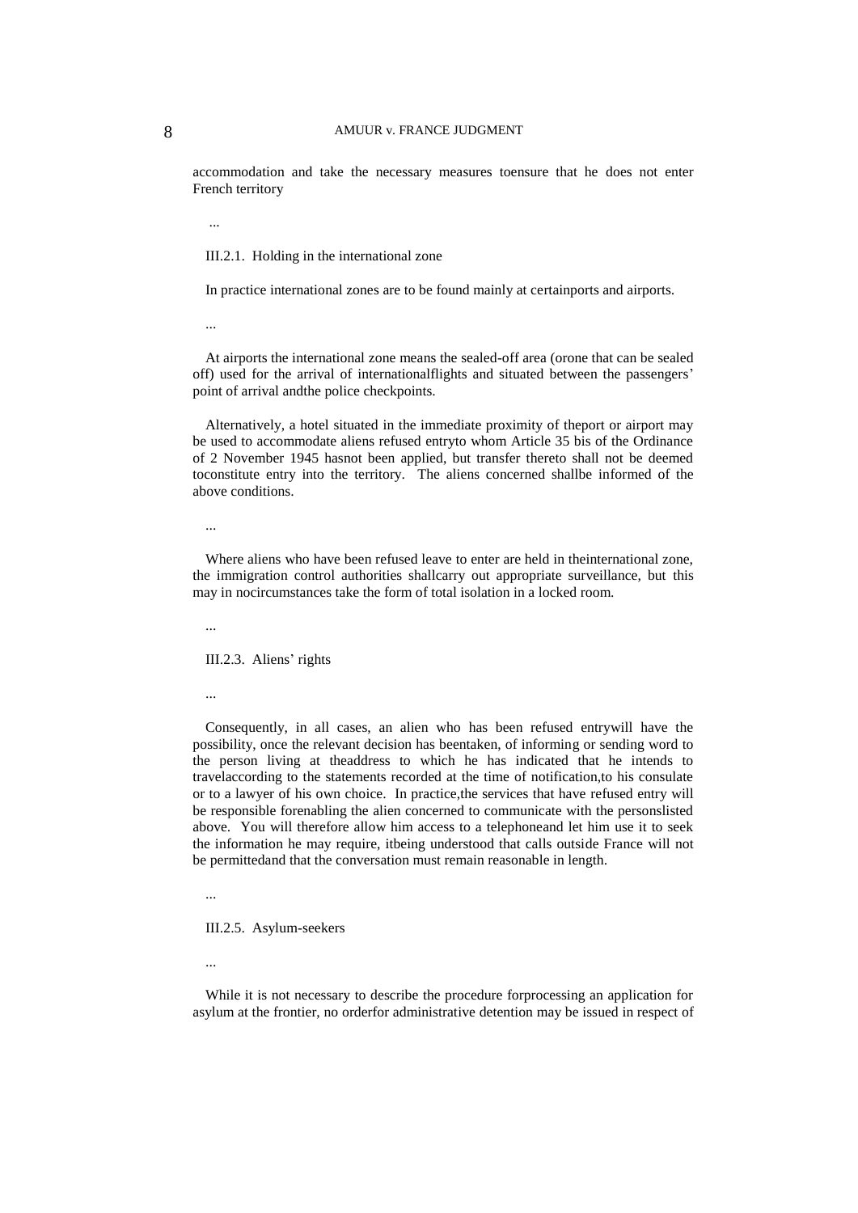accommodation and take the necessary measures to ensure that he does not enter French territory

...

III.2.1. Holding in the international zone

In practice international zones are to be found mainly at certain ports and airports.

...

At airports the international zone means the sealed-off area (or one that can be sealed off) used for the arrival of international flights and situated between the passengers' point of arrival and the police checkpoints.

Alternatively, a hotel situated in the immediate proximity of the port or airport may be used to accommodate aliens refused entry to whom Article 35 bis of the Ordinance of 2 November 1945 has not been applied, but transfer thereto shall not be deemed to constitute entry into the territory. The aliens concerned shall be informed of the above conditions.

...

Where aliens who have been refused leave to enter are held in the international zone, the immigration control authorities shall carry out appropriate surveillance, but this may in no circumstances take the form of total isolation in a locked room.

...

III.2.3. Aliens' rights

...

Consequently, in all cases, an alien who has been refused entry will have the possibility, once the relevant decision has been taken, of informing or sending word to the person living at the address to which he has indicated that he intends to travel according to the statements recorded at the time of notification, to his consulate or to a lawyer of his own choice. In practice, the services that have refused entry will be responsible for enabling the alien concerned to communicate with the persons listed above. You will therefore allow him access to a telephone and let him use it to seek the information he may require, it being understood that calls outside France will not be permitted and that the conversation must remain reasonable in length.

...

III.2.5. Asylum-seekers

...

While it is not necessary to describe the procedure for processing an application for asylum at the frontier, no order for administrative detention may be issued in respect of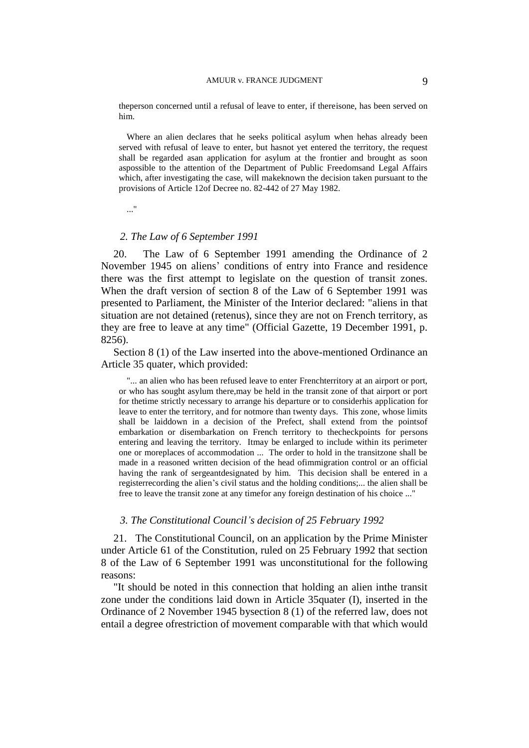theperson concerned until a refusal of leave to enter, if thereisone, has been served on him.

> Where an alien declares that he seeks political asylum when hehas already been served with refusal of leave to enter, but hasnot yet entered the territory, the request shall be regarded asan application for asylum at the frontier and brought as soon aspossible to the attention of the Department of Public Freedomsand Legal Affairs which, after investigating the case, will makeknown the decision taken pursuant to the provisions of Article 12of Decree no. 82-442 of 27 May 1982.
>
> ..."

### *2. The Law of 6 September 1991*

20. The Law of 6 September 1991 amending the Ordinance of 2 November 1945 on aliens' conditions of entry into France and residence there was the first attempt to legislate on the question of transit zones. When the draft version of section 8 of the Law of 6 September 1991 was presented to Parliament, the Minister of the Interior declared: "aliens in that situation are not detained (retenus), since they are not on French territory, as they are free to leave at any time" (Official Gazette, 19 December 1991, p. 8256).

Section 8 (1) of the Law inserted into the above-mentioned Ordinance an Article 35 quater, which provided:

> "... an alien who has been refused leave to enter Frenchterritory at an airport or port, or who has sought asylum there,may be held in the transit zone of that airport or port for thetime strictly necessary to arrange his departure or to considerhis application for leave to enter the territory, and for notmore than twenty days. This zone, whose limits shall be laiddown in a decision of the Prefect, shall extend from the pointsof embarkation or disembarkation on French territory to thecheckpoints for persons entering and leaving the territory. Itmay be enlarged to include within its perimeter one or moreplaces of accommodation ... The order to hold in the transitzone shall be made in a reasoned written decision of the head ofimmigration control or an official having the rank of sergeantdesignated by him. This decision shall be entered in a registerrecording the alien's civil status and the holding conditions;... the alien shall be free to leave the transit zone at any timefor any foreign destination of his choice ..."

### *3. The Constitutional Council's decision of 25 February 1992*

21. The Constitutional Council, on an application by the Prime Minister under Article 61 of the Constitution, ruled on 25 February 1992 that section 8 of the Law of 6 September 1991 was unconstitutional for the following reasons:

"It should be noted in this connection that holding an alien inthe transit zone under the conditions laid down in Article 35quater (I), inserted in the Ordinance of 2 November 1945 bysection 8 (1) of the referred law, does not entail a degree ofrestriction of movement comparable with that which would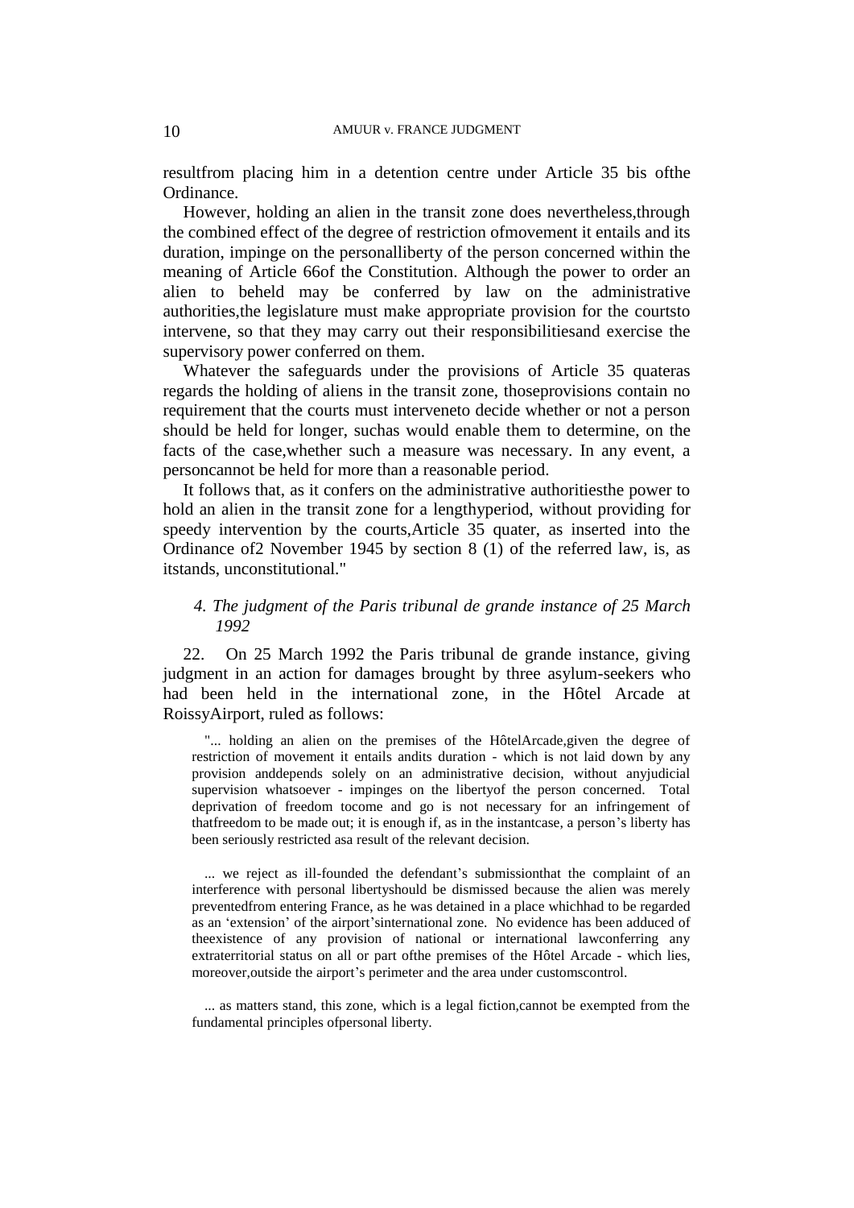resultfrom placing him in a detention centre under Article 35 bis ofthe Ordinance.

However, holding an alien in the transit zone does nevertheless,through the combined effect of the degree of restriction ofmovement it entails and its duration, impinge on the personalliberty of the person concerned within the meaning of Article 66of the Constitution. Although the power to order an alien to beheld may be conferred by law on the administrative authorities,the legislature must make appropriate provision for the courtsto intervene, so that they may carry out their responsibilitiesand exercise the supervisory power conferred on them.

Whatever the safeguards under the provisions of Article 35 quateras regards the holding of aliens in the transit zone, thoseprovisions contain no requirement that the courts must interveneto decide whether or not a person should be held for longer, suchas would enable them to determine, on the facts of the case,whether such a measure was necessary. In any event, a personcannot be held for more than a reasonable period.

It follows that, as it confers on the administrative authoritiesthe power to hold an alien in the transit zone for a lengthyperiod, without providing for speedy intervention by the courts,Article 35 quater, as inserted into the Ordinance of2 November 1945 by section 8 (1) of the referred law, is, as itstands, unconstitutional."

#### *4. The judgment of the Paris tribunal de grande instance of 25 March 1992*

22. On 25 March 1992 the Paris tribunal de grande instance, giving judgment in an action for damages brought by three asylum-seekers who had been held in the international zone, in the Hôtel Arcade at RoissyAirport, ruled as follows:

> "... holding an alien on the premises of the HôtelArcade,given the degree of restriction of movement it entails andits duration - which is not laid down by any provision anddepends solely on an administrative decision, without anyjudicial supervision whatsoever - impinges on the libertyof the person concerned. Total deprivation of freedom tocome and go is not necessary for an infringement of thatfreedom to be made out; it is enough if, as in the instantcase, a person's liberty has been seriously restricted asa result of the relevant decision.
>
> ... we reject as ill-founded the defendant's submissionthat the complaint of an interference with personal libertyshould be dismissed because the alien was merely preventedfrom entering France, as he was detained in a place whichhad to be regarded as an 'extension' of the airport'sinternational zone. No evidence has been adduced of theexistence of any provision of national or international lawconferring any extraterritorial status on all or part ofthe premises of the Hôtel Arcade - which lies, moreover,outside the airport's perimeter and the area under customscontrol.
>
> ... as matters stand, this zone, which is a legal fiction,cannot be exempted from the fundamental principles ofpersonal liberty.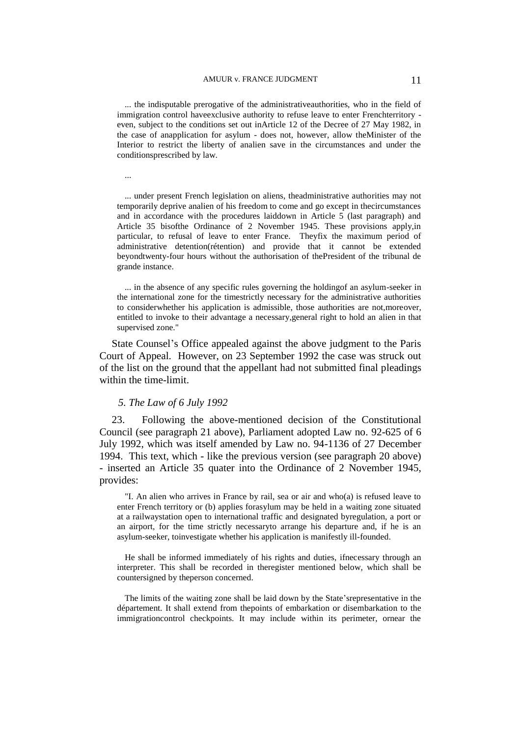> ... the indisputable prerogative of the administrativeauthorities, who in the field of immigration control haveexclusive authority to refuse leave to enter Frenchterritory - even, subject to the conditions set out inArticle 12 of the Decree of 27 May 1982, in the case of anapplication for asylum - does not, however, allow theMinister of the Interior to restrict the liberty of analien save in the circumstances and under the conditionsprescribed by law.
>
> ...
>
> ... under present French legislation on aliens, theadministrative authorities may not temporarily deprive analien of his freedom to come and go except in thecircumstances and in accordance with the procedures laiddown in Article 5 (last paragraph) and Article 35 bisofthe Ordinance of 2 November 1945. These provisions apply,in particular, to refusal of leave to enter France. Theyfix the maximum period of administrative detention(rétention) and provide that it cannot be extended beyondtwenty-four hours without the authorisation of thePresident of the tribunal de grande instance.
>
> ... in the absence of any specific rules governing the holdingof an asylum-seeker in the international zone for the timestrictly necessary for the administrative authorities to considerwhether his application is admissible, those authorities are not,moreover, entitled to invoke to their advantage a necessary,general right to hold an alien in that supervised zone."

State Counsel's Office appealed against the above judgment to the Paris Court of Appeal. However, on 23 September 1992 the case was struck out of the list on the ground that the appellant had not submitted final pleadings within the time-limit.

### *5. The Law of 6 July 1992*

23. Following the above-mentioned decision of the Constitutional Council (see paragraph 21 above), Parliament adopted Law no. 92-625 of 6 July 1992, which was itself amended by Law no. 94-1136 of 27 December 1994. This text, which - like the previous version (see paragraph 20 above) - inserted an Article 35 quater into the Ordinance of 2 November 1945, provides:

> "I. An alien who arrives in France by rail, sea or air and who(a) is refused leave to enter French territory or (b) applies forasylum may be held in a waiting zone situated at a railwaystation open to international traffic and designated byregulation, a port or an airport, for the time strictly necessaryto arrange his departure and, if he is an asylum-seeker, toinvestigate whether his application is manifestly ill-founded.
>
> He shall be informed immediately of his rights and duties, ifnecessary through an interpreter. This shall be recorded in theregister mentioned below, which shall be countersigned by theperson concerned.
>
> The limits of the waiting zone shall be laid down by the State'srepresentative in the département. It shall extend from thepoints of embarkation or disembarkation to the immigrationcontrol checkpoints. It may include within its perimeter, ornear the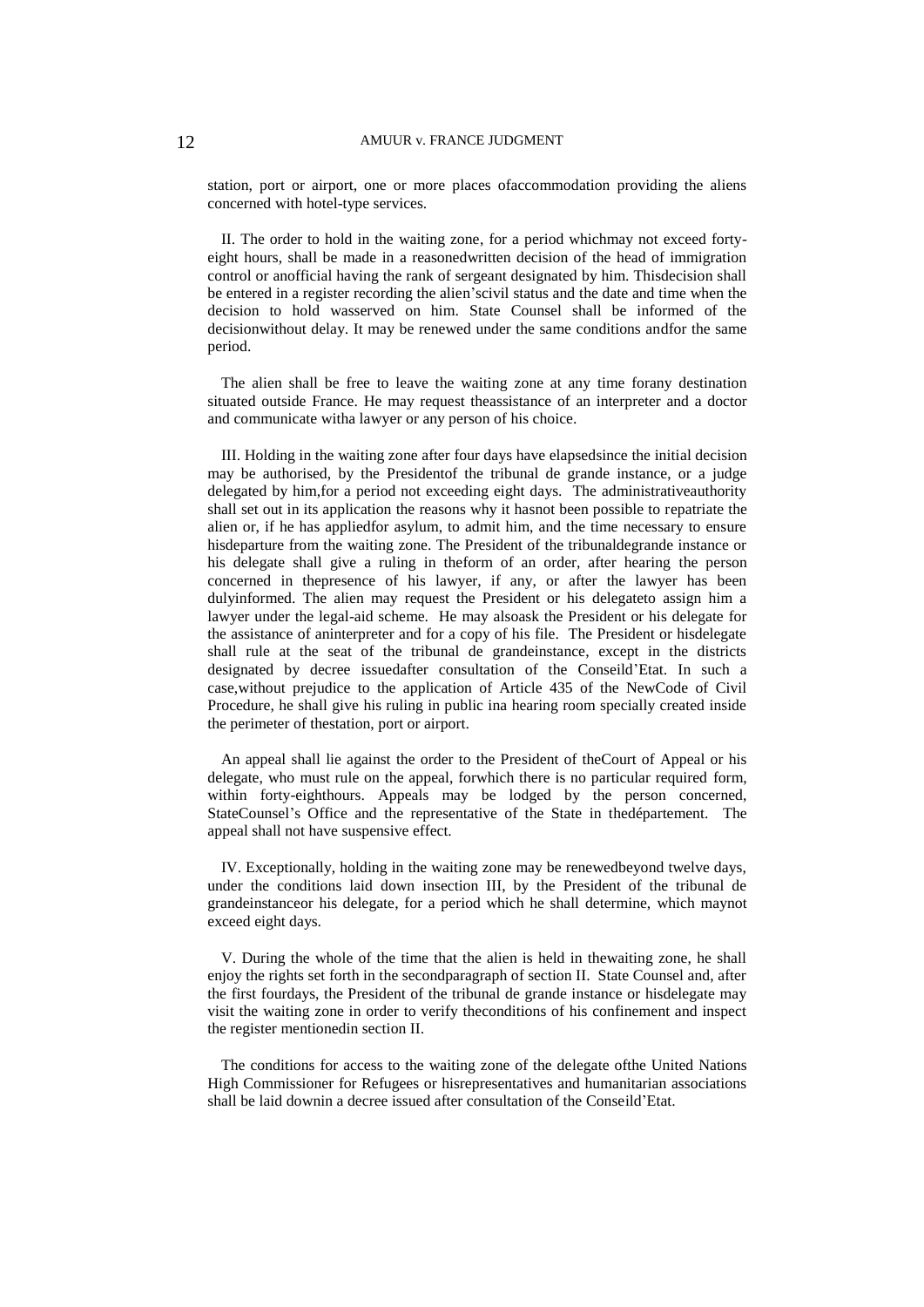station, port or airport, one or more places of accommodation providing the aliens concerned with hotel-type services.

II. The order to hold in the waiting zone, for a period which may not exceed forty-eight hours, shall be made in a reasoned written decision of the head of immigration control or an official having the rank of sergeant designated by him. This decision shall be entered in a register recording the alien's civil status and the date and time when the decision to hold was served on him. State Counsel shall be informed of the decision without delay. It may be renewed under the same conditions and for the same period.

The alien shall be free to leave the waiting zone at any time for any destination situated outside France. He may request the assistance of an interpreter and a doctor and communicate with a lawyer or any person of his choice.

III. Holding in the waiting zone after four days have elapsed since the initial decision may be authorised, by the President of the tribunal de grande instance, or a judge delegated by him, for a period not exceeding eight days. The administrative authority shall set out in its application the reasons why it has not been possible to repatriate the alien or, if he has applied for asylum, to admit him, and the time necessary to ensure his departure from the waiting zone. The President of the tribunal de grande instance or his delegate shall give a ruling in the form of an order, after hearing the person concerned in the presence of his lawyer, if any, or after the lawyer has been duly informed. The alien may request the President or his delegate to assign him a lawyer under the legal-aid scheme. He may also ask the President or his delegate for the assistance of an interpreter and for a copy of his file. The President or his delegate shall rule at the seat of the tribunal de grande instance, except in the districts designated by decree issued after consultation of the Conseil d'Etat. In such a case, without prejudice to the application of Article 435 of the New Code of Civil Procedure, he shall give his ruling in public in a hearing room specially created inside the perimeter of the station, port or airport.

An appeal shall lie against the order to the President of the Court of Appeal or his delegate, who must rule on the appeal, for which there is no particular required form, within forty-eight hours. Appeals may be lodged by the person concerned, State Counsel's Office and the representative of the State in the département. The appeal shall not have suspensive effect.

IV. Exceptionally, holding in the waiting zone may be renewed beyond twelve days, under the conditions laid down in section III, by the President of the tribunal de grande instance or his delegate, for a period which he shall determine, which may not exceed eight days.

V. During the whole of the time that the alien is held in the waiting zone, he shall enjoy the rights set forth in the second paragraph of section II. State Counsel and, after the first four days, the President of the tribunal de grande instance or his delegate may visit the waiting zone in order to verify the conditions of his confinement and inspect the register mentioned in section II.

The conditions for access to the waiting zone of the delegate of the United Nations High Commissioner for Refugees or his representatives and humanitarian associations shall be laid down in a decree issued after consultation of the Conseil d'Etat.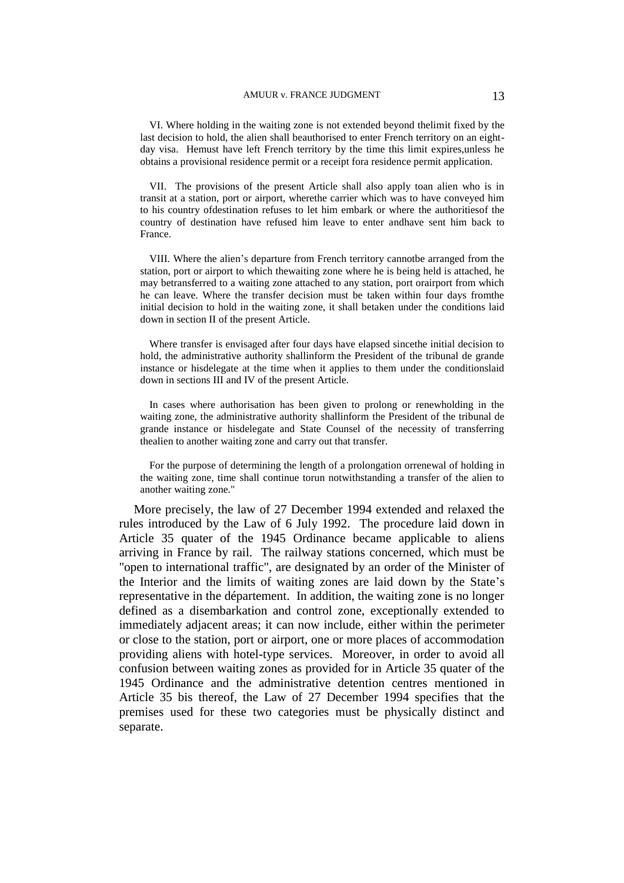> VI. Where holding in the waiting zone is not extended beyond the limit fixed by the last decision to hold, the alien shall be authorised to enter French territory on an eight-day visa. He must have left French territory by the time this limit expires, unless he obtains a provisional residence permit or a receipt for a residence permit application.
>
> VII. The provisions of the present Article shall also apply to an alien who is in transit at a station, port or airport, where the carrier which was to have conveyed him to his country of destination refuses to let him embark or where the authorities of the country of destination have refused him leave to enter and have sent him back to France.
>
> VIII. Where the alien's departure from French territory cannot be arranged from the station, port or airport to which the waiting zone where he is being held is attached, he may be transferred to a waiting zone attached to any station, port or airport from which he can leave. Where the transfer decision must be taken within four days from the initial decision to hold in the waiting zone, it shall be taken under the conditions laid down in section II of the present Article.
>
> Where transfer is envisaged after four days have elapsed since the initial decision to hold, the administrative authority shall inform the President of the tribunal de grande instance or his delegate at the time when it applies to them under the conditions laid down in sections III and IV of the present Article.
>
> In cases where authorisation has been given to prolong or renew holding in the waiting zone, the administrative authority shall inform the President of the tribunal de grande instance or his delegate and State Counsel of the necessity of transferring the alien to another waiting zone and carry out that transfer.
>
> For the purpose of determining the length of a prolongation or renewal of holding in the waiting zone, time shall continue to run notwithstanding a transfer of the alien to another waiting zone."

More precisely, the law of 27 December 1994 extended and relaxed the rules introduced by the Law of 6 July 1992. The procedure laid down in Article 35 quater of the 1945 Ordinance became applicable to aliens arriving in France by rail. The railway stations concerned, which must be "open to international traffic", are designated by an order of the Minister of the Interior and the limits of waiting zones are laid down by the State's representative in the département. In addition, the waiting zone is no longer defined as a disembarkation and control zone, exceptionally extended to immediately adjacent areas; it can now include, either within the perimeter or close to the station, port or airport, one or more places of accommodation providing aliens with hotel-type services. Moreover, in order to avoid all confusion between waiting zones as provided for in Article 35 quater of the 1945 Ordinance and the administrative detention centres mentioned in Article 35 bis thereof, the Law of 27 December 1994 specifies that the premises used for these two categories must be physically distinct and separate.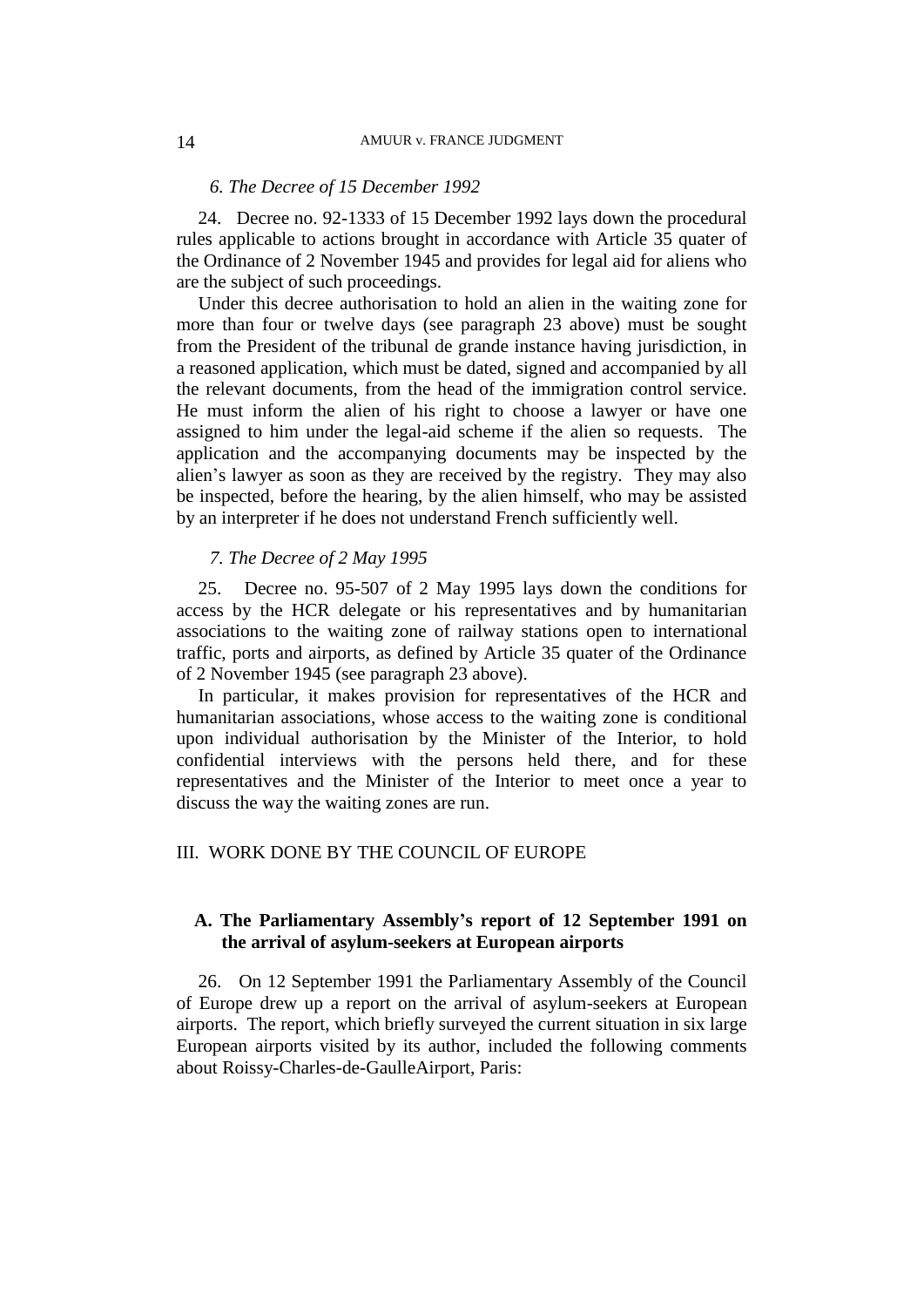*6. The Decree of 15 December 1992*

24. Decree no. 92-1333 of 15 December 1992 lays down the procedural rules applicable to actions brought in accordance with Article 35 quater of the Ordinance of 2 November 1945 and provides for legal aid for aliens who are the subject of such proceedings.

Under this decree authorisation to hold an alien in the waiting zone for more than four or twelve days (see paragraph 23 above) must be sought from the President of the tribunal de grande instance having jurisdiction, in a reasoned application, which must be dated, signed and accompanied by all the relevant documents, from the head of the immigration control service. He must inform the alien of his right to choose a lawyer or have one assigned to him under the legal-aid scheme if the alien so requests. The application and the accompanying documents may be inspected by the alien's lawyer as soon as they are received by the registry. They may also be inspected, before the hearing, by the alien himself, who may be assisted by an interpreter if he does not understand French sufficiently well.

*7. The Decree of 2 May 1995*

25. Decree no. 95-507 of 2 May 1995 lays down the conditions for access by the HCR delegate or his representatives and by humanitarian associations to the waiting zone of railway stations open to international traffic, ports and airports, as defined by Article 35 quater of the Ordinance of 2 November 1945 (see paragraph 23 above).

In particular, it makes provision for representatives of the HCR and humanitarian associations, whose access to the waiting zone is conditional upon individual authorisation by the Minister of the Interior, to hold confidential interviews with the persons held there, and for these representatives and the Minister of the Interior to meet once a year to discuss the way the waiting zones are run.

## III. WORK DONE BY THE COUNCIL OF EUROPE

### A. The Parliamentary Assembly's report of 12 September 1991 on the arrival of asylum-seekers at European airports

26. On 12 September 1991 the Parliamentary Assembly of the Council of Europe drew up a report on the arrival of asylum-seekers at European airports. The report, which briefly surveyed the current situation in six large European airports visited by its author, included the following comments about Roissy-Charles-de-GaulleAirport, Paris: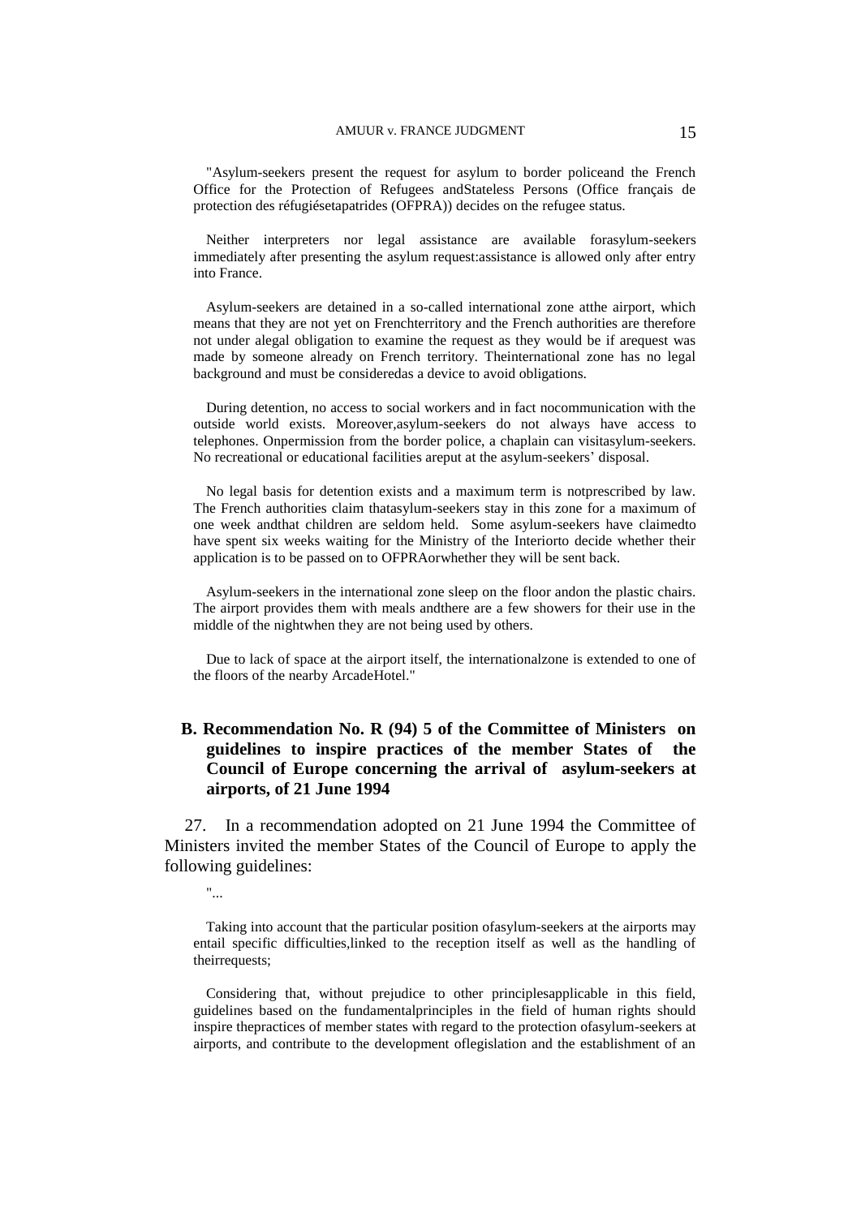"Asylum-seekers present the request for asylum to border policeand the French Office for the Protection of Refugees andStateless Persons (Office français de protection des réfugiésetapatrides (OFPRA)) decides on the refugee status.

Neither interpreters nor legal assistance are available forasylum-seekers immediately after presenting the asylum request:assistance is allowed only after entry into France.

Asylum-seekers are detained in a so-called international zone atthe airport, which means that they are not yet on Frenchterritory and the French authorities are therefore not under alegal obligation to examine the request as they would be if arequest was made by someone already on French territory. Theinternational zone has no legal background and must be consideredas a device to avoid obligations.

During detention, no access to social workers and in fact nocommunication with the outside world exists. Moreover,asylum-seekers do not always have access to telephones. Onpermission from the border police, a chaplain can visitasylum-seekers. No recreational or educational facilities areput at the asylum-seekers' disposal.

No legal basis for detention exists and a maximum term is notprescribed by law. The French authorities claim thatasylum-seekers stay in this zone for a maximum of one week andthat children are seldom held. Some asylum-seekers have claimedto have spent six weeks waiting for the Ministry of the Interiorto decide whether their application is to be passed on to OFPRAorwhether they will be sent back.

Asylum-seekers in the international zone sleep on the floor andon the plastic chairs. The airport provides them with meals andthere are a few showers for their use in the middle of the nightwhen they are not being used by others.

Due to lack of space at the airport itself, the internationalzone is extended to one of the floors of the nearby ArcadeHotel."

## B. Recommendation No. R (94) 5 of the Committee of Ministers on guidelines to inspire practices of the member States of the Council of Europe concerning the arrival of asylum-seekers at airports, of 21 June 1994

27. In a recommendation adopted on 21 June 1994 the Committee of Ministers invited the member States of the Council of Europe to apply the following guidelines:

"...

Taking into account that the particular position ofasylum-seekers at the airports may entail specific difficulties,linked to the reception itself as well as the handling of theirrequests;

Considering that, without prejudice to other principlesapplicable in this field, guidelines based on the fundamentalprinciples in the field of human rights should inspire thepractices of member states with regard to the protection ofasylum-seekers at airports, and contribute to the development oflegislation and the establishment of an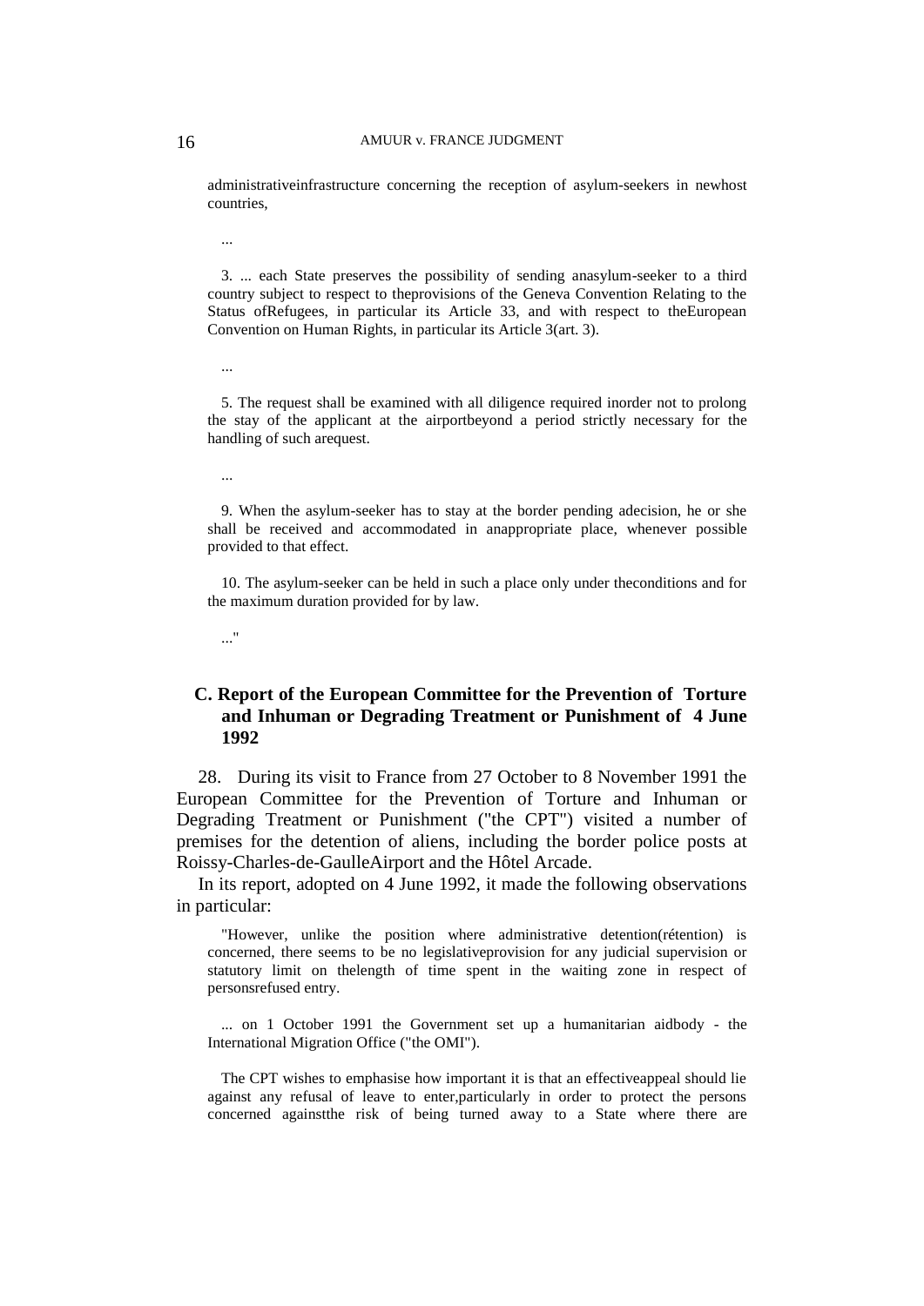administrativeinfrastructure concerning the reception of asylum-seekers in newhost countries,

...

3. ... each State preserves the possibility of sending anasylum-seeker to a third country subject to respect to theprovisions of the Geneva Convention Relating to the Status ofRefugees, in particular its Article 33, and with respect to theEuropean Convention on Human Rights, in particular its Article 3(art. 3).

...

5. The request shall be examined with all diligence required inorder not to prolong the stay of the applicant at the airportbeyond a period strictly necessary for the handling of such arequest.

...

9. When the asylum-seeker has to stay at the border pending adecision, he or she shall be received and accommodated in anappropriate place, whenever possible provided to that effect.

10. The asylum-seeker can be held in such a place only under theconditions and for the maximum duration provided for by law.

..."

### C. Report of the European Committee for the Prevention of Torture and Inhuman or Degrading Treatment or Punishment of 4 June 1992

28. During its visit to France from 27 October to 8 November 1991 the European Committee for the Prevention of Torture and Inhuman or Degrading Treatment or Punishment ("the CPT") visited a number of premises for the detention of aliens, including the border police posts at Roissy-Charles-de-GaulleAirport and the Hôtel Arcade.

In its report, adopted on 4 June 1992, it made the following observations in particular:

"However, unlike the position where administrative detention(rétention) is concerned, there seems to be no legislativeprovision for any judicial supervision or statutory limit on thelength of time spent in the waiting zone in respect of personsrefused entry.

... on 1 October 1991 the Government set up a humanitarian aidbody - the International Migration Office ("the OMI").

The CPT wishes to emphasise how important it is that an effectiveappeal should lie against any refusal of leave to enter,particularly in order to protect the persons concerned againstthe risk of being turned away to a State where there are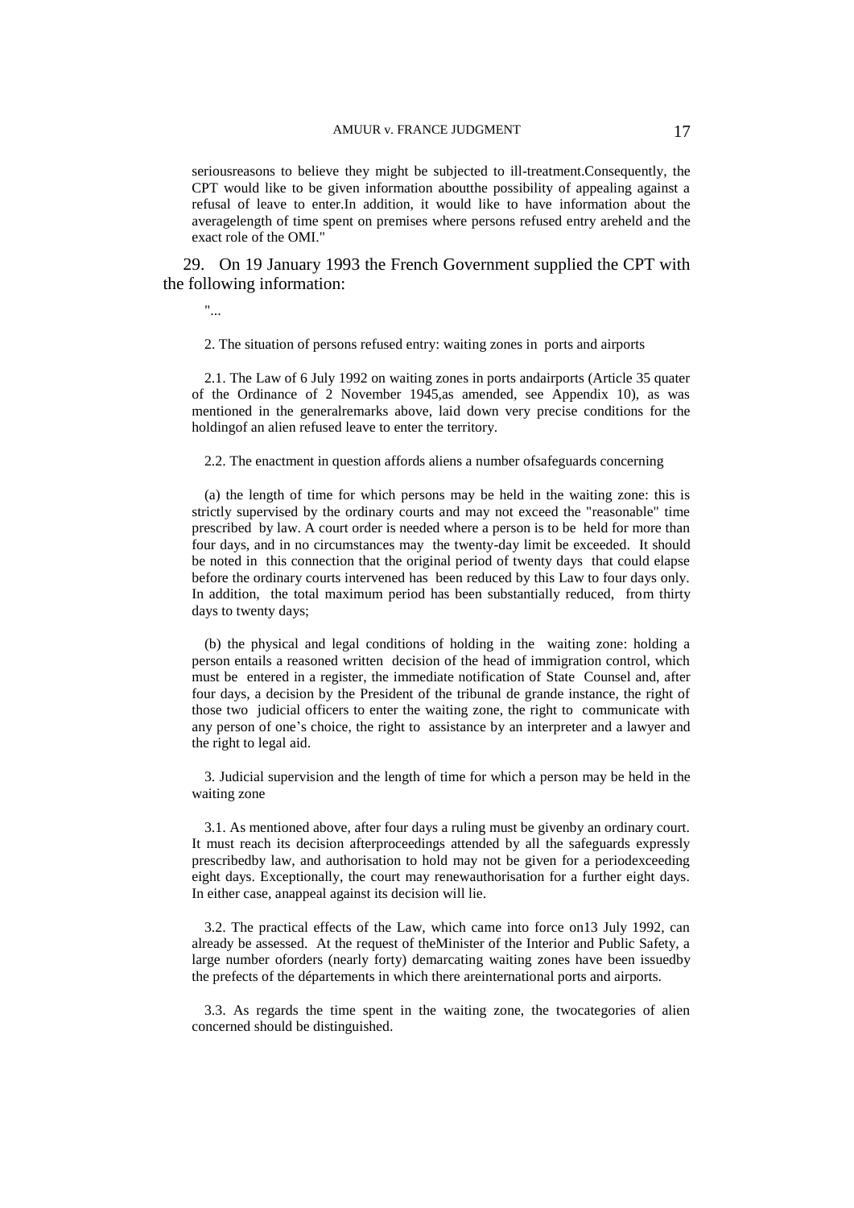seriousreasons to believe they might be subjected to ill-treatment.Consequently, the CPT would like to be given information aboutthe possibility of appealing against a refusal of leave to enter.In addition, it would like to have information about the averagelength of time spent on premises where persons refused entry areheld and the exact role of the OMI."

29. On 19 January 1993 the French Government supplied the CPT with the following information:

"...

2. The situation of persons refused entry: waiting zones in ports and airports

2.1. The Law of 6 July 1992 on waiting zones in ports andairports (Article 35 quater of the Ordinance of 2 November 1945,as amended, see Appendix 10), as was mentioned in the generalremarks above, laid down very precise conditions for the holdingof an alien refused leave to enter the territory.

2.2. The enactment in question affords aliens a number ofsafeguards concerning

(a) the length of time for which persons may be held in the waiting zone: this is strictly supervised by the ordinary courts and may not exceed the "reasonable" time prescribed by law. A court order is needed where a person is to be held for more than four days, and in no circumstances may the twenty-day limit be exceeded. It should be noted in this connection that the original period of twenty days that could elapse before the ordinary courts intervened has been reduced by this Law to four days only. In addition, the total maximum period has been substantially reduced, from thirty days to twenty days;

(b) the physical and legal conditions of holding in the waiting zone: holding a person entails a reasoned written decision of the head of immigration control, which must be entered in a register, the immediate notification of State Counsel and, after four days, a decision by the President of the tribunal de grande instance, the right of those two judicial officers to enter the waiting zone, the right to communicate with any person of one's choice, the right to assistance by an interpreter and a lawyer and the right to legal aid.

3. Judicial supervision and the length of time for which a person may be held in the waiting zone

3.1. As mentioned above, after four days a ruling must be givenby an ordinary court. It must reach its decision afterproceedings attended by all the safeguards expressly prescribedby law, and authorisation to hold may not be given for a periodexceeding eight days. Exceptionally, the court may renewauthorisation for a further eight days. In either case, anappeal against its decision will lie.

3.2. The practical effects of the Law, which came into force on13 July 1992, can already be assessed. At the request of theMinister of the Interior and Public Safety, a large number oforders (nearly forty) demarcating waiting zones have been issuedby the prefects of the départements in which there areinternational ports and airports.

3.3. As regards the time spent in the waiting zone, the twocategories of alien concerned should be distinguished.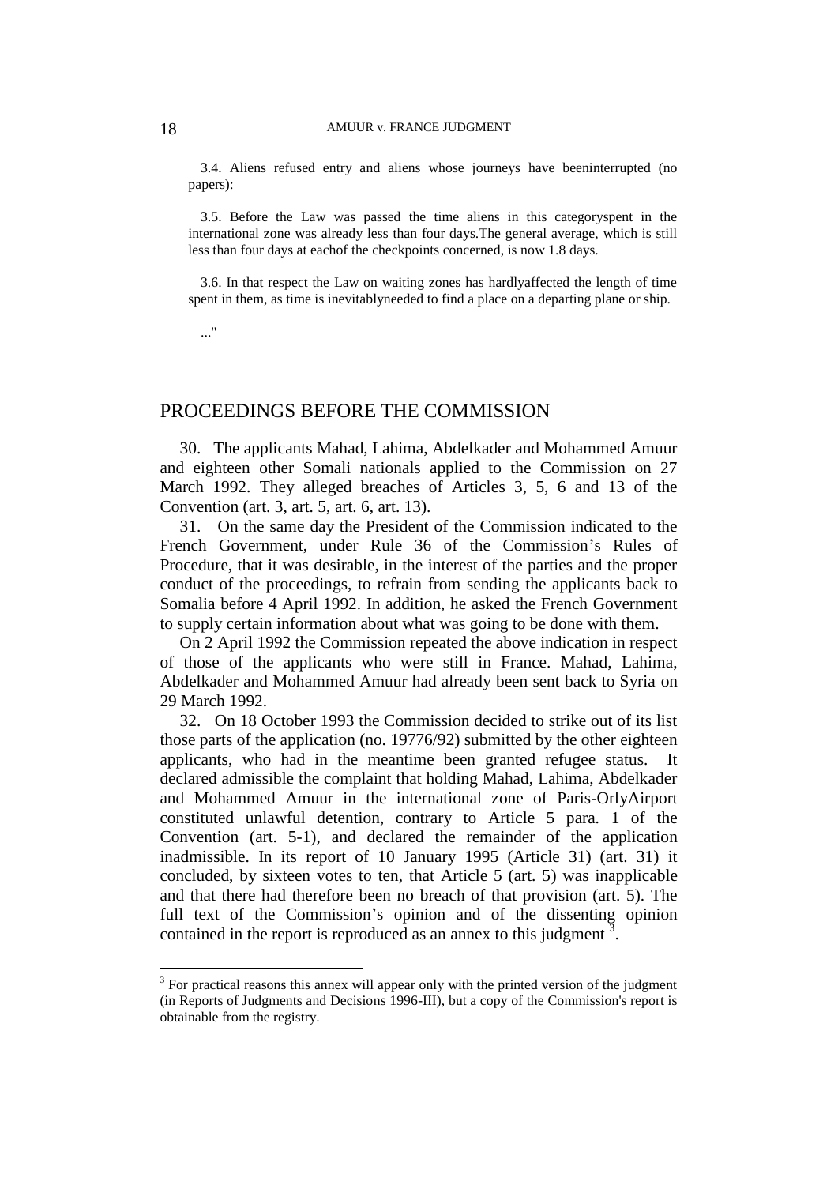3.4. Aliens refused entry and aliens whose journeys have beeninterrupted (no papers):

3.5. Before the Law was passed the time aliens in this categoryspent in the international zone was already less than four days.The general average, which is still less than four days at eachof the checkpoints concerned, is now 1.8 days.

3.6. In that respect the Law on waiting zones has hardlyaffected the length of time spent in them, as time is inevitablyneeded to find a place on a departing plane or ship.

..."

## PROCEEDINGS BEFORE THE COMMISSION

30. The applicants Mahad, Lahima, Abdelkader and Mohammed Amuur and eighteen other Somali nationals applied to the Commission on 27 March 1992. They alleged breaches of Articles 3, 5, 6 and 13 of the Convention (art. 3, art. 5, art. 6, art. 13).

31. On the same day the President of the Commission indicated to the French Government, under Rule 36 of the Commission's Rules of Procedure, that it was desirable, in the interest of the parties and the proper conduct of the proceedings, to refrain from sending the applicants back to Somalia before 4 April 1992. In addition, he asked the French Government to supply certain information about what was going to be done with them.

On 2 April 1992 the Commission repeated the above indication in respect of those of the applicants who were still in France. Mahad, Lahima, Abdelkader and Mohammed Amuur had already been sent back to Syria on 29 March 1992.

32. On 18 October 1993 the Commission decided to strike out of its list those parts of the application (no. 19776/92) submitted by the other eighteen applicants, who had in the meantime been granted refugee status. It declared admissible the complaint that holding Mahad, Lahima, Abdelkader and Mohammed Amuur in the international zone of Paris-OrlyAirport constituted unlawful detention, contrary to Article 5 para. 1 of the Convention (art. 5-1), and declared the remainder of the application inadmissible. In its report of 10 January 1995 (Article 31) (art. 31) it concluded, by sixteen votes to ten, that Article 5 (art. 5) was inapplicable and that there had therefore been no breach of that provision (art. 5). The full text of the Commission's opinion and of the dissenting opinion contained in the report is reproduced as an annex to this judgment [3].

[3] For practical reasons this annex will appear only with the printed version of the judgment (in Reports of Judgments and Decisions 1996-III), but a copy of the Commission's report is obtainable from the registry.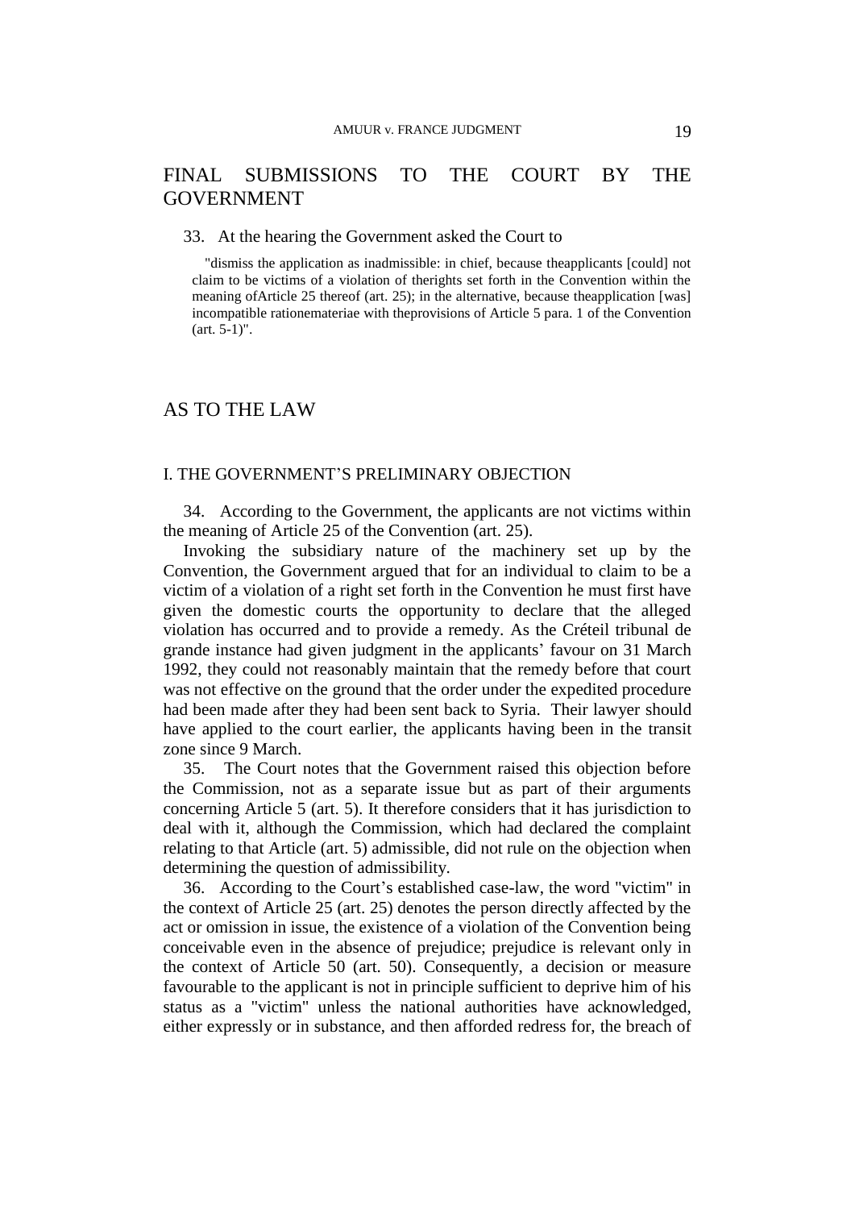## FINAL SUBMISSIONS TO THE COURT BY THE GOVERNMENT

33. At the hearing the Government asked the Court to

> "dismiss the application as inadmissible: in chief, because theapplicants [could] not claim to be victims of a violation of therights set forth in the Convention within the meaning ofArticle 25 thereof (art. 25); in the alternative, because theapplication [was] incompatible rationemateriae with theprovisions of Article 5 para. 1 of the Convention (art. 5-1)".

## AS TO THE LAW

### I. THE GOVERNMENT'S PRELIMINARY OBJECTION

34. According to the Government, the applicants are not victims within the meaning of Article 25 of the Convention (art. 25).

Invoking the subsidiary nature of the machinery set up by the Convention, the Government argued that for an individual to claim to be a victim of a violation of a right set forth in the Convention he must first have given the domestic courts the opportunity to declare that the alleged violation has occurred and to provide a remedy. As the Créteil tribunal de grande instance had given judgment in the applicants' favour on 31 March 1992, they could not reasonably maintain that the remedy before that court was not effective on the ground that the order under the expedited procedure had been made after they had been sent back to Syria. Their lawyer should have applied to the court earlier, the applicants having been in the transit zone since 9 March.

35. The Court notes that the Government raised this objection before the Commission, not as a separate issue but as part of their arguments concerning Article 5 (art. 5). It therefore considers that it has jurisdiction to deal with it, although the Commission, which had declared the complaint relating to that Article (art. 5) admissible, did not rule on the objection when determining the question of admissibility.

36. According to the Court's established case-law, the word "victim" in the context of Article 25 (art. 25) denotes the person directly affected by the act or omission in issue, the existence of a violation of the Convention being conceivable even in the absence of prejudice; prejudice is relevant only in the context of Article 50 (art. 50). Consequently, a decision or measure favourable to the applicant is not in principle sufficient to deprive him of his status as a "victim" unless the national authorities have acknowledged, either expressly or in substance, and then afforded redress for, the breach of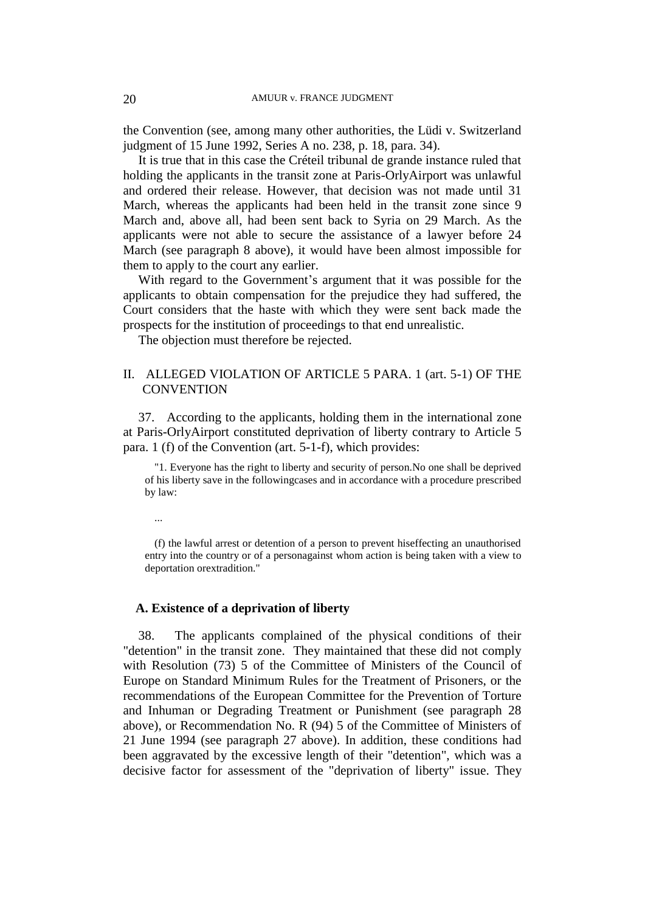the Convention (see, among many other authorities, the Lüdi v. Switzerland judgment of 15 June 1992, Series A no. 238, p. 18, para. 34).

It is true that in this case the Créteil tribunal de grande instance ruled that holding the applicants in the transit zone at Paris-OrlyAirport was unlawful and ordered their release. However, that decision was not made until 31 March, whereas the applicants had been held in the transit zone since 9 March and, above all, had been sent back to Syria on 29 March. As the applicants were not able to secure the assistance of a lawyer before 24 March (see paragraph 8 above), it would have been almost impossible for them to apply to the court any earlier.

With regard to the Government's argument that it was possible for the applicants to obtain compensation for the prejudice they had suffered, the Court considers that the haste with which they were sent back made the prospects for the institution of proceedings to that end unrealistic.

The objection must therefore be rejected.

## II. ALLEGED VIOLATION OF ARTICLE 5 PARA. 1 (art. 5-1) OF THE CONVENTION

37. According to the applicants, holding them in the international zone at Paris-OrlyAirport constituted deprivation of liberty contrary to Article 5 para. 1 (f) of the Convention (art. 5-1-f), which provides:

> "1. Everyone has the right to liberty and security of person.No one shall be deprived of his liberty save in the followingcases and in accordance with a procedure prescribed by law:
>
> ...
>
> (f) the lawful arrest or detention of a person to prevent hiseffecting an unauthorised entry into the country or of a personagainst whom action is being taken with a view to deportation orextradition."

### A. Existence of a deprivation of liberty

38. The applicants complained of the physical conditions of their "detention" in the transit zone. They maintained that these did not comply with Resolution (73) 5 of the Committee of Ministers of the Council of Europe on Standard Minimum Rules for the Treatment of Prisoners, or the recommendations of the European Committee for the Prevention of Torture and Inhuman or Degrading Treatment or Punishment (see paragraph 28 above), or Recommendation No. R (94) 5 of the Committee of Ministers of 21 June 1994 (see paragraph 27 above). In addition, these conditions had been aggravated by the excessive length of their "detention", which was a decisive factor for assessment of the "deprivation of liberty" issue. They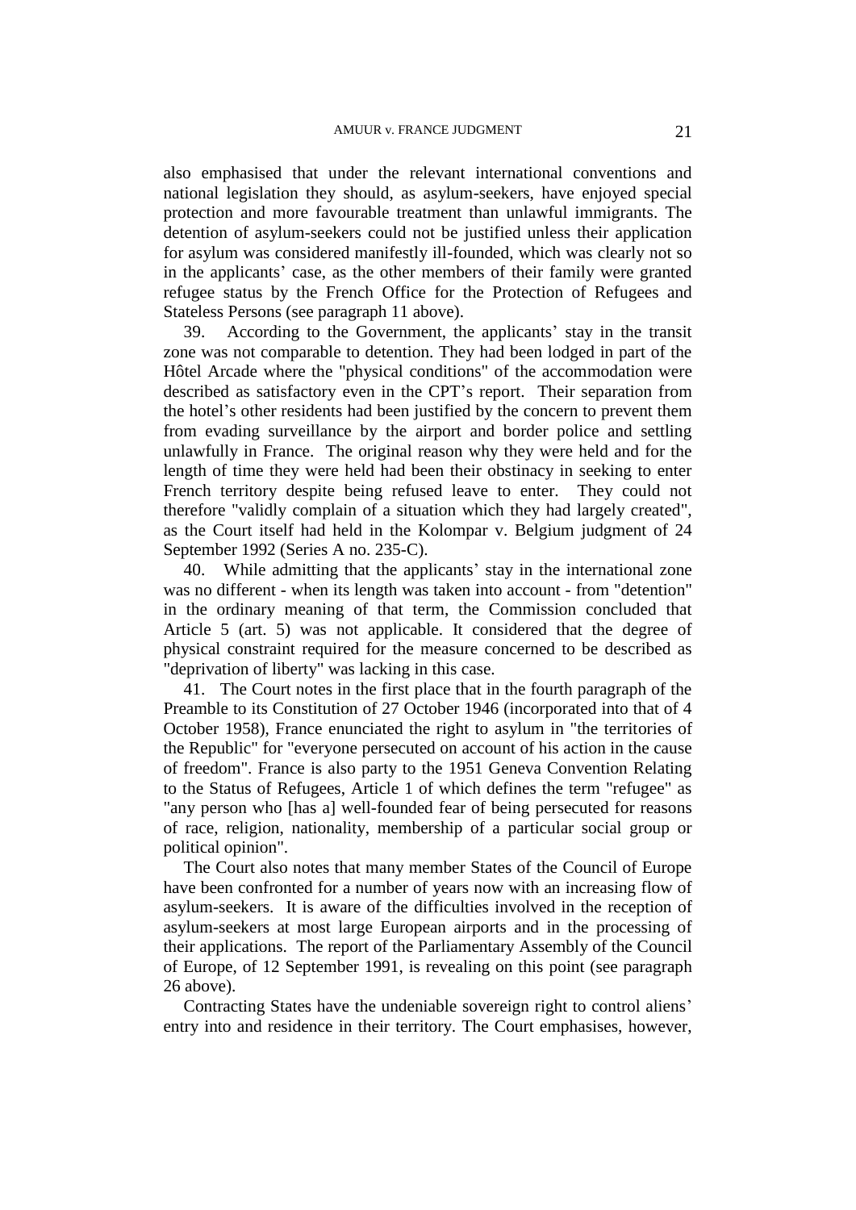also emphasised that under the relevant international conventions and national legislation they should, as asylum-seekers, have enjoyed special protection and more favourable treatment than unlawful immigrants. The detention of asylum-seekers could not be justified unless their application for asylum was considered manifestly ill-founded, which was clearly not so in the applicants' case, as the other members of their family were granted refugee status by the French Office for the Protection of Refugees and Stateless Persons (see paragraph 11 above).

39. According to the Government, the applicants' stay in the transit zone was not comparable to detention. They had been lodged in part of the Hôtel Arcade where the "physical conditions" of the accommodation were described as satisfactory even in the CPT's report. Their separation from the hotel's other residents had been justified by the concern to prevent them from evading surveillance by the airport and border police and settling unlawfully in France. The original reason why they were held and for the length of time they were held had been their obstinacy in seeking to enter French territory despite being refused leave to enter. They could not therefore "validly complain of a situation which they had largely created", as the Court itself had held in the Kolompar v. Belgium judgment of 24 September 1992 (Series A no. 235-C).

40. While admitting that the applicants' stay in the international zone was no different - when its length was taken into account - from "detention" in the ordinary meaning of that term, the Commission concluded that Article 5 (art. 5) was not applicable. It considered that the degree of physical constraint required for the measure concerned to be described as "deprivation of liberty" was lacking in this case.

41. The Court notes in the first place that in the fourth paragraph of the Preamble to its Constitution of 27 October 1946 (incorporated into that of 4 October 1958), France enunciated the right to asylum in "the territories of the Republic" for "everyone persecuted on account of his action in the cause of freedom". France is also party to the 1951 Geneva Convention Relating to the Status of Refugees, Article 1 of which defines the term "refugee" as "any person who [has a] well-founded fear of being persecuted for reasons of race, religion, nationality, membership of a particular social group or political opinion".

The Court also notes that many member States of the Council of Europe have been confronted for a number of years now with an increasing flow of asylum-seekers. It is aware of the difficulties involved in the reception of asylum-seekers at most large European airports and in the processing of their applications. The report of the Parliamentary Assembly of the Council of Europe, of 12 September 1991, is revealing on this point (see paragraph 26 above).

Contracting States have the undeniable sovereign right to control aliens' entry into and residence in their territory. The Court emphasises, however,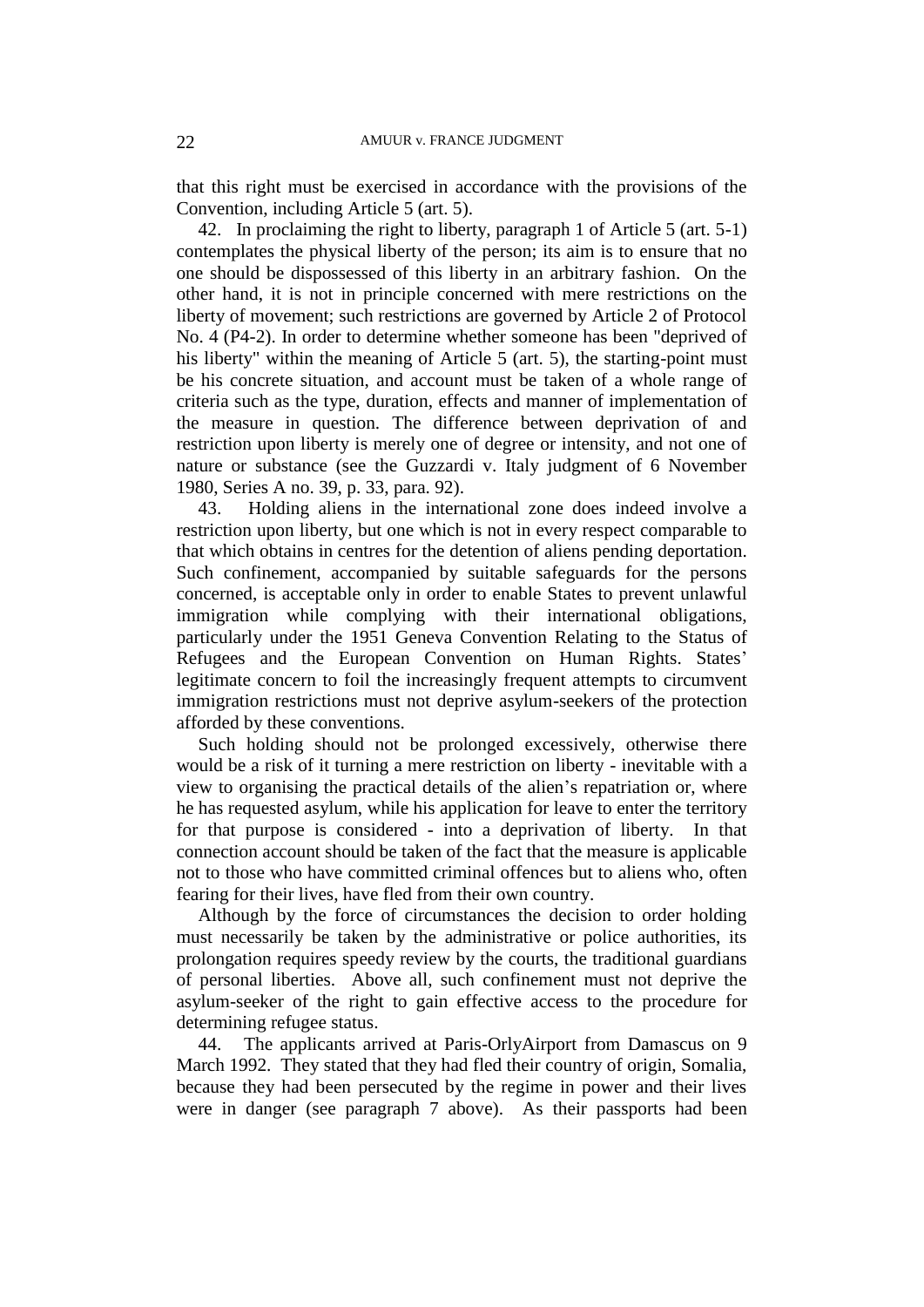that this right must be exercised in accordance with the provisions of the Convention, including Article 5 (art. 5).

42. In proclaiming the right to liberty, paragraph 1 of Article 5 (art. 5-1) contemplates the physical liberty of the person; its aim is to ensure that no one should be dispossessed of this liberty in an arbitrary fashion. On the other hand, it is not in principle concerned with mere restrictions on the liberty of movement; such restrictions are governed by Article 2 of Protocol No. 4 (P4-2). In order to determine whether someone has been "deprived of his liberty" within the meaning of Article 5 (art. 5), the starting-point must be his concrete situation, and account must be taken of a whole range of criteria such as the type, duration, effects and manner of implementation of the measure in question. The difference between deprivation of and restriction upon liberty is merely one of degree or intensity, and not one of nature or substance (see the Guzzardi v. Italy judgment of 6 November 1980, Series A no. 39, p. 33, para. 92).

43. Holding aliens in the international zone does indeed involve a restriction upon liberty, but one which is not in every respect comparable to that which obtains in centres for the detention of aliens pending deportation. Such confinement, accompanied by suitable safeguards for the persons concerned, is acceptable only in order to enable States to prevent unlawful immigration while complying with their international obligations, particularly under the 1951 Geneva Convention Relating to the Status of Refugees and the European Convention on Human Rights. States' legitimate concern to foil the increasingly frequent attempts to circumvent immigration restrictions must not deprive asylum-seekers of the protection afforded by these conventions.

Such holding should not be prolonged excessively, otherwise there would be a risk of it turning a mere restriction on liberty - inevitable with a view to organising the practical details of the alien's repatriation or, where he has requested asylum, while his application for leave to enter the territory for that purpose is considered - into a deprivation of liberty. In that connection account should be taken of the fact that the measure is applicable not to those who have committed criminal offences but to aliens who, often fearing for their lives, have fled from their own country.

Although by the force of circumstances the decision to order holding must necessarily be taken by the administrative or police authorities, its prolongation requires speedy review by the courts, the traditional guardians of personal liberties. Above all, such confinement must not deprive the asylum-seeker of the right to gain effective access to the procedure for determining refugee status.

44. The applicants arrived at Paris-OrlyAirport from Damascus on 9 March 1992. They stated that they had fled their country of origin, Somalia, because they had been persecuted by the regime in power and their lives were in danger (see paragraph 7 above). As their passports had been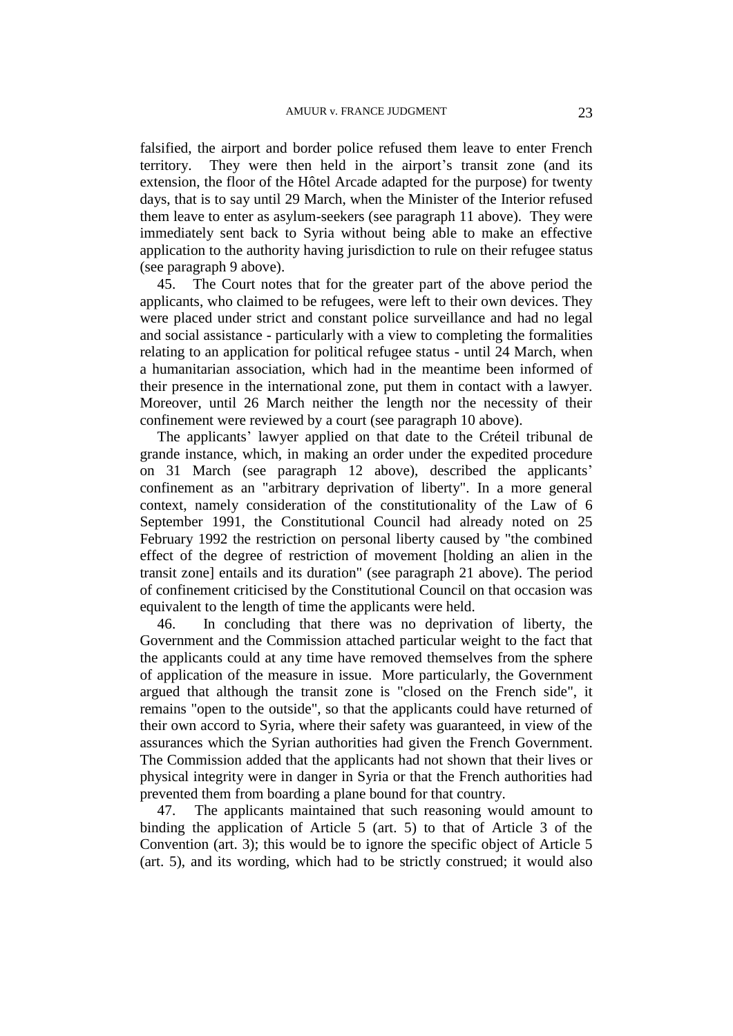falsified, the airport and border police refused them leave to enter French territory. They were then held in the airport's transit zone (and its extension, the floor of the Hôtel Arcade adapted for the purpose) for twenty days, that is to say until 29 March, when the Minister of the Interior refused them leave to enter as asylum-seekers (see paragraph 11 above). They were immediately sent back to Syria without being able to make an effective application to the authority having jurisdiction to rule on their refugee status (see paragraph 9 above).

45. The Court notes that for the greater part of the above period the applicants, who claimed to be refugees, were left to their own devices. They were placed under strict and constant police surveillance and had no legal and social assistance - particularly with a view to completing the formalities relating to an application for political refugee status - until 24 March, when a humanitarian association, which had in the meantime been informed of their presence in the international zone, put them in contact with a lawyer. Moreover, until 26 March neither the length nor the necessity of their confinement were reviewed by a court (see paragraph 10 above).

The applicants' lawyer applied on that date to the Créteil tribunal de grande instance, which, in making an order under the expedited procedure on 31 March (see paragraph 12 above), described the applicants' confinement as an "arbitrary deprivation of liberty". In a more general context, namely consideration of the constitutionality of the Law of 6 September 1991, the Constitutional Council had already noted on 25 February 1992 the restriction on personal liberty caused by "the combined effect of the degree of restriction of movement [holding an alien in the transit zone] entails and its duration" (see paragraph 21 above). The period of confinement criticised by the Constitutional Council on that occasion was equivalent to the length of time the applicants were held.

46. In concluding that there was no deprivation of liberty, the Government and the Commission attached particular weight to the fact that the applicants could at any time have removed themselves from the sphere of application of the measure in issue. More particularly, the Government argued that although the transit zone is "closed on the French side", it remains "open to the outside", so that the applicants could have returned of their own accord to Syria, where their safety was guaranteed, in view of the assurances which the Syrian authorities had given the French Government. The Commission added that the applicants had not shown that their lives or physical integrity were in danger in Syria or that the French authorities had prevented them from boarding a plane bound for that country.

47. The applicants maintained that such reasoning would amount to binding the application of Article 5 (art. 5) to that of Article 3 of the Convention (art. 3); this would be to ignore the specific object of Article 5 (art. 5), and its wording, which had to be strictly construed; it would also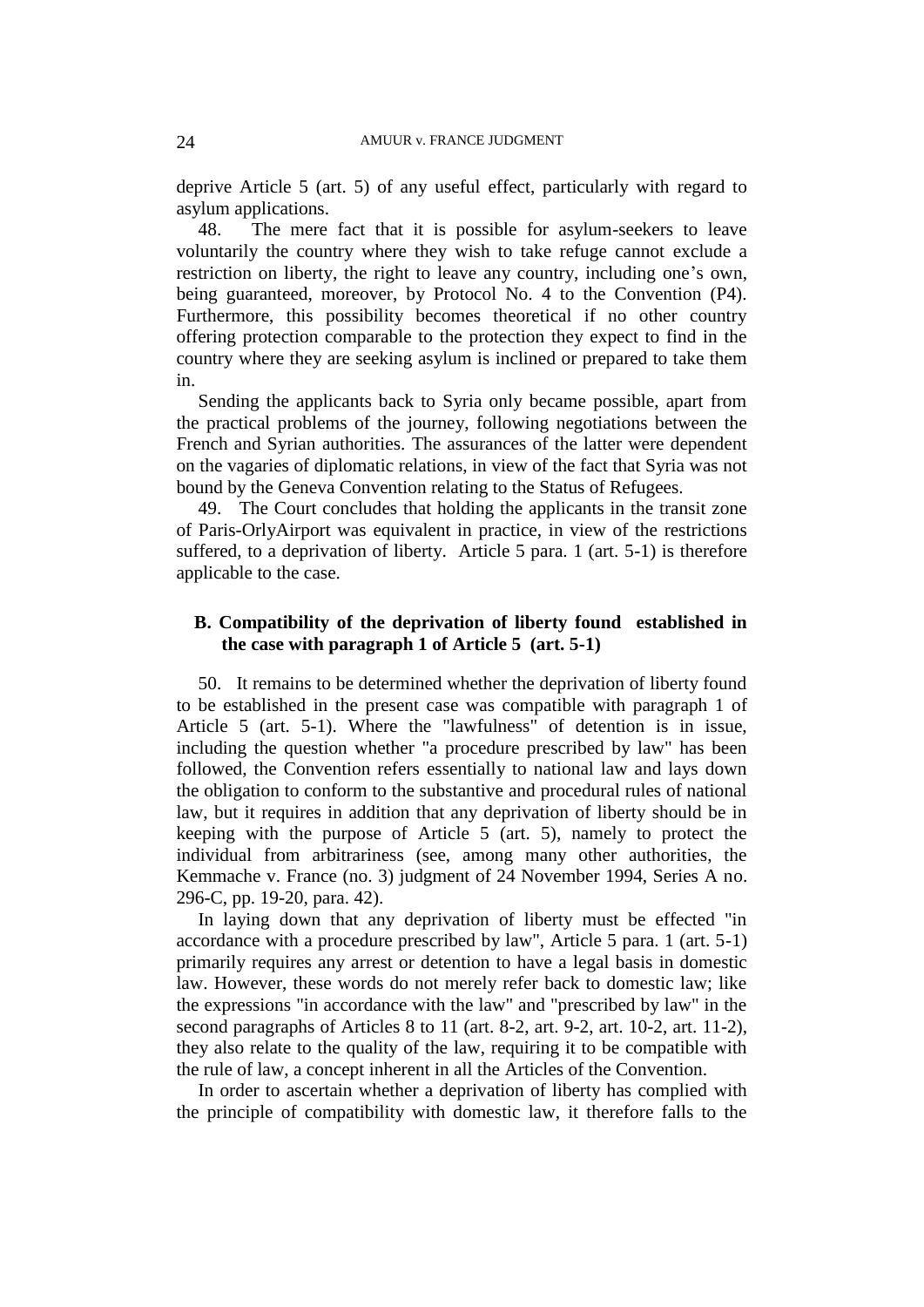deprive Article 5 (art. 5) of any useful effect, particularly with regard to asylum applications.

48. The mere fact that it is possible for asylum-seekers to leave voluntarily the country where they wish to take refuge cannot exclude a restriction on liberty, the right to leave any country, including one's own, being guaranteed, moreover, by Protocol No. 4 to the Convention (P4). Furthermore, this possibility becomes theoretical if no other country offering protection comparable to the protection they expect to find in the country where they are seeking asylum is inclined or prepared to take them in.

Sending the applicants back to Syria only became possible, apart from the practical problems of the journey, following negotiations between the French and Syrian authorities. The assurances of the latter were dependent on the vagaries of diplomatic relations, in view of the fact that Syria was not bound by the Geneva Convention relating to the Status of Refugees.

49. The Court concludes that holding the applicants in the transit zone of Paris-OrlyAirport was equivalent in practice, in view of the restrictions suffered, to a deprivation of liberty. Article 5 para. 1 (art. 5-1) is therefore applicable to the case.

### B. Compatibility of the deprivation of liberty found established in the case with paragraph 1 of Article 5 (art. 5-1)

50. It remains to be determined whether the deprivation of liberty found to be established in the present case was compatible with paragraph 1 of Article 5 (art. 5-1). Where the "lawfulness" of detention is in issue, including the question whether "a procedure prescribed by law" has been followed, the Convention refers essentially to national law and lays down the obligation to conform to the substantive and procedural rules of national law, but it requires in addition that any deprivation of liberty should be in keeping with the purpose of Article 5 (art. 5), namely to protect the individual from arbitrariness (see, among many other authorities, the Kemmache v. France (no. 3) judgment of 24 November 1994, Series A no. 296-C, pp. 19-20, para. 42).

In laying down that any deprivation of liberty must be effected "in accordance with a procedure prescribed by law", Article 5 para. 1 (art. 5-1) primarily requires any arrest or detention to have a legal basis in domestic law. However, these words do not merely refer back to domestic law; like the expressions "in accordance with the law" and "prescribed by law" in the second paragraphs of Articles 8 to 11 (art. 8-2, art. 9-2, art. 10-2, art. 11-2), they also relate to the quality of the law, requiring it to be compatible with the rule of law, a concept inherent in all the Articles of the Convention.

In order to ascertain whether a deprivation of liberty has complied with the principle of compatibility with domestic law, it therefore falls to the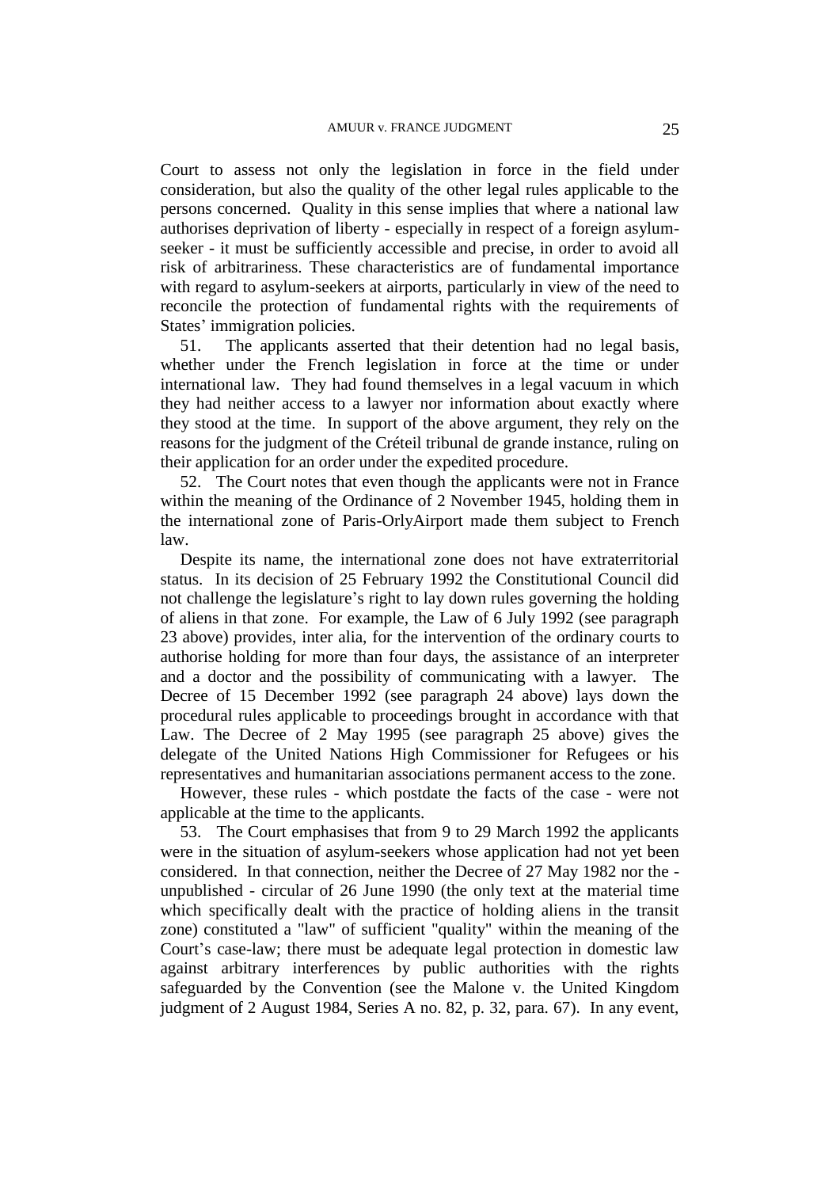Court to assess not only the legislation in force in the field under consideration, but also the quality of the other legal rules applicable to the persons concerned. Quality in this sense implies that where a national law authorises deprivation of liberty - especially in respect of a foreign asylum-seeker - it must be sufficiently accessible and precise, in order to avoid all risk of arbitrariness. These characteristics are of fundamental importance with regard to asylum-seekers at airports, particularly in view of the need to reconcile the protection of fundamental rights with the requirements of States' immigration policies.

51. The applicants asserted that their detention had no legal basis, whether under the French legislation in force at the time or under international law. They had found themselves in a legal vacuum in which they had neither access to a lawyer nor information about exactly where they stood at the time. In support of the above argument, they rely on the reasons for the judgment of the Créteil tribunal de grande instance, ruling on their application for an order under the expedited procedure.

52. The Court notes that even though the applicants were not in France within the meaning of the Ordinance of 2 November 1945, holding them in the international zone of Paris-OrlyAirport made them subject to French law.

Despite its name, the international zone does not have extraterritorial status. In its decision of 25 February 1992 the Constitutional Council did not challenge the legislature's right to lay down rules governing the holding of aliens in that zone. For example, the Law of 6 July 1992 (see paragraph 23 above) provides, inter alia, for the intervention of the ordinary courts to authorise holding for more than four days, the assistance of an interpreter and a doctor and the possibility of communicating with a lawyer. The Decree of 15 December 1992 (see paragraph 24 above) lays down the procedural rules applicable to proceedings brought in accordance with that Law. The Decree of 2 May 1995 (see paragraph 25 above) gives the delegate of the United Nations High Commissioner for Refugees or his representatives and humanitarian associations permanent access to the zone.

However, these rules - which postdate the facts of the case - were not applicable at the time to the applicants.

53. The Court emphasises that from 9 to 29 March 1992 the applicants were in the situation of asylum-seekers whose application had not yet been considered. In that connection, neither the Decree of 27 May 1982 nor the - unpublished - circular of 26 June 1990 (the only text at the material time which specifically dealt with the practice of holding aliens in the transit zone) constituted a "law" of sufficient "quality" within the meaning of the Court's case-law; there must be adequate legal protection in domestic law against arbitrary interferences by public authorities with the rights safeguarded by the Convention (see the Malone v. the United Kingdom judgment of 2 August 1984, Series A no. 82, p. 32, para. 67). In any event,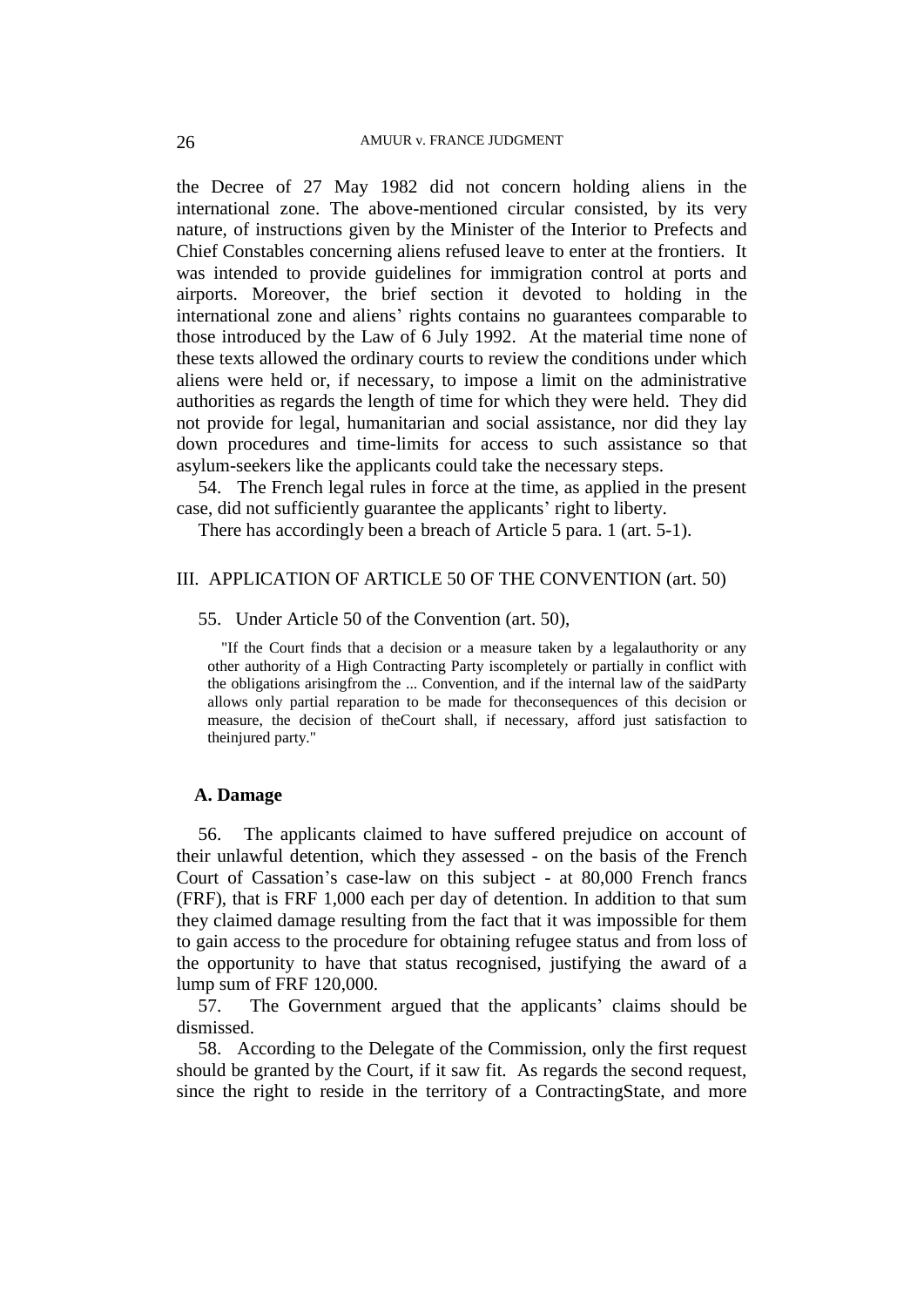the Decree of 27 May 1982 did not concern holding aliens in the international zone. The above-mentioned circular consisted, by its very nature, of instructions given by the Minister of the Interior to Prefects and Chief Constables concerning aliens refused leave to enter at the frontiers. It was intended to provide guidelines for immigration control at ports and airports. Moreover, the brief section it devoted to holding in the international zone and aliens' rights contains no guarantees comparable to those introduced by the Law of 6 July 1992. At the material time none of these texts allowed the ordinary courts to review the conditions under which aliens were held or, if necessary, to impose a limit on the administrative authorities as regards the length of time for which they were held. They did not provide for legal, humanitarian and social assistance, nor did they lay down procedures and time-limits for access to such assistance so that asylum-seekers like the applicants could take the necessary steps.

54. The French legal rules in force at the time, as applied in the present case, did not sufficiently guarantee the applicants' right to liberty.

There has accordingly been a breach of Article 5 para. 1 (art. 5-1).

## III. APPLICATION OF ARTICLE 50 OF THE CONVENTION (art. 50)

55. Under Article 50 of the Convention (art. 50),

> "If the Court finds that a decision or a measure taken by a legalauthority or any other authority of a High Contracting Party iscompletely or partially in conflict with the obligations arisingfrom the ... Convention, and if the internal law of the saidParty allows only partial reparation to be made for theconsequences of this decision or measure, the decision of theCourt shall, if necessary, afford just satisfaction to theinjured party."

### A. Damage

56. The applicants claimed to have suffered prejudice on account of their unlawful detention, which they assessed - on the basis of the French Court of Cassation's case-law on this subject - at 80,000 French francs (FRF), that is FRF 1,000 each per day of detention. In addition to that sum they claimed damage resulting from the fact that it was impossible for them to gain access to the procedure for obtaining refugee status and from loss of the opportunity to have that status recognised, justifying the award of a lump sum of FRF 120,000.

57. The Government argued that the applicants' claims should be dismissed.

58. According to the Delegate of the Commission, only the first request should be granted by the Court, if it saw fit. As regards the second request, since the right to reside in the territory of a ContractingState, and more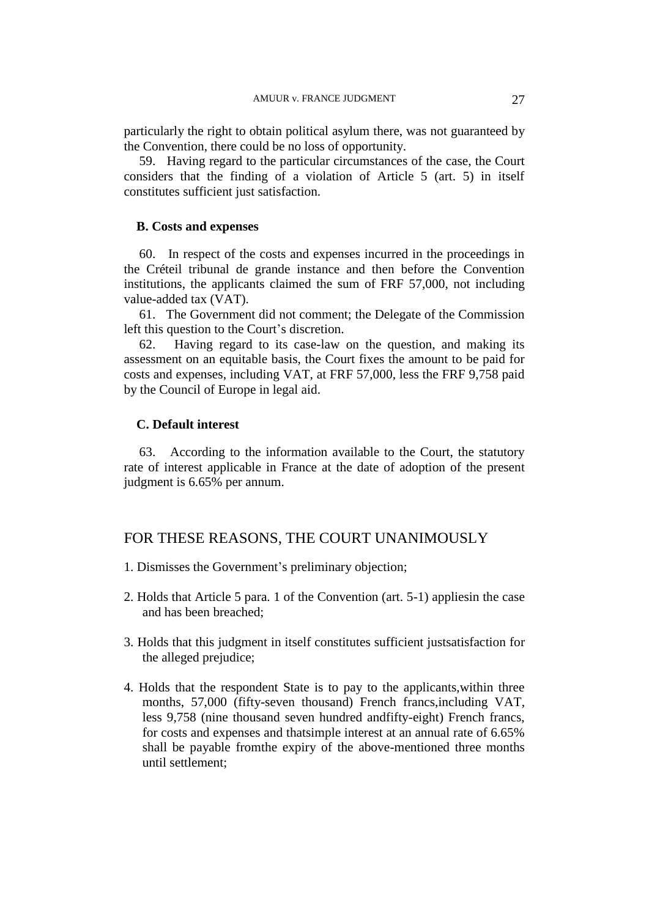particularly the right to obtain political asylum there, was not guaranteed by the Convention, there could be no loss of opportunity.

59. Having regard to the particular circumstances of the case, the Court considers that the finding of a violation of Article 5 (art. 5) in itself constitutes sufficient just satisfaction.

### B. Costs and expenses

60. In respect of the costs and expenses incurred in the proceedings in the Créteil tribunal de grande instance and then before the Convention institutions, the applicants claimed the sum of FRF 57,000, not including value-added tax (VAT).

61. The Government did not comment; the Delegate of the Commission left this question to the Court's discretion.

62. Having regard to its case-law on the question, and making its assessment on an equitable basis, the Court fixes the amount to be paid for costs and expenses, including VAT, at FRF 57,000, less the FRF 9,758 paid by the Council of Europe in legal aid.

### C. Default interest

63. According to the information available to the Court, the statutory rate of interest applicable in France at the date of adoption of the present judgment is 6.65% per annum.

## FOR THESE REASONS, THE COURT UNANIMOUSLY

1. Dismisses the Government's preliminary objection;

2. Holds that Article 5 para. 1 of the Convention (art. 5-1) appliesin the case and has been breached;

3. Holds that this judgment in itself constitutes sufficient justsatisfaction for the alleged prejudice;

4. Holds that the respondent State is to pay to the applicants,within three months, 57,000 (fifty-seven thousand) French francs,including VAT, less 9,758 (nine thousand seven hundred andfifty-eight) French francs, for costs and expenses and thatsimple interest at an annual rate of 6.65% shall be payable fromthe expiry of the above-mentioned three months until settlement;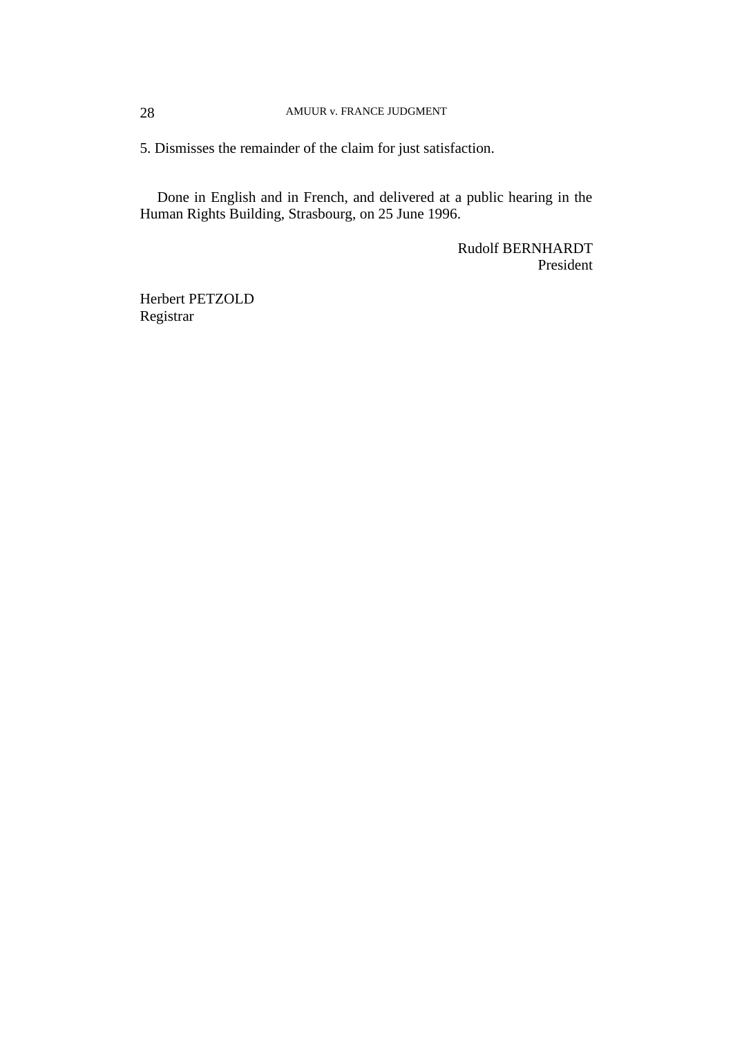5. Dismisses the remainder of the claim for just satisfaction.

Done in English and in French, and delivered at a public hearing in the Human Rights Building, Strasbourg, on 25 June 1996.

Rudolf BERNHARDT
President

Herbert PETZOLD
Registrar